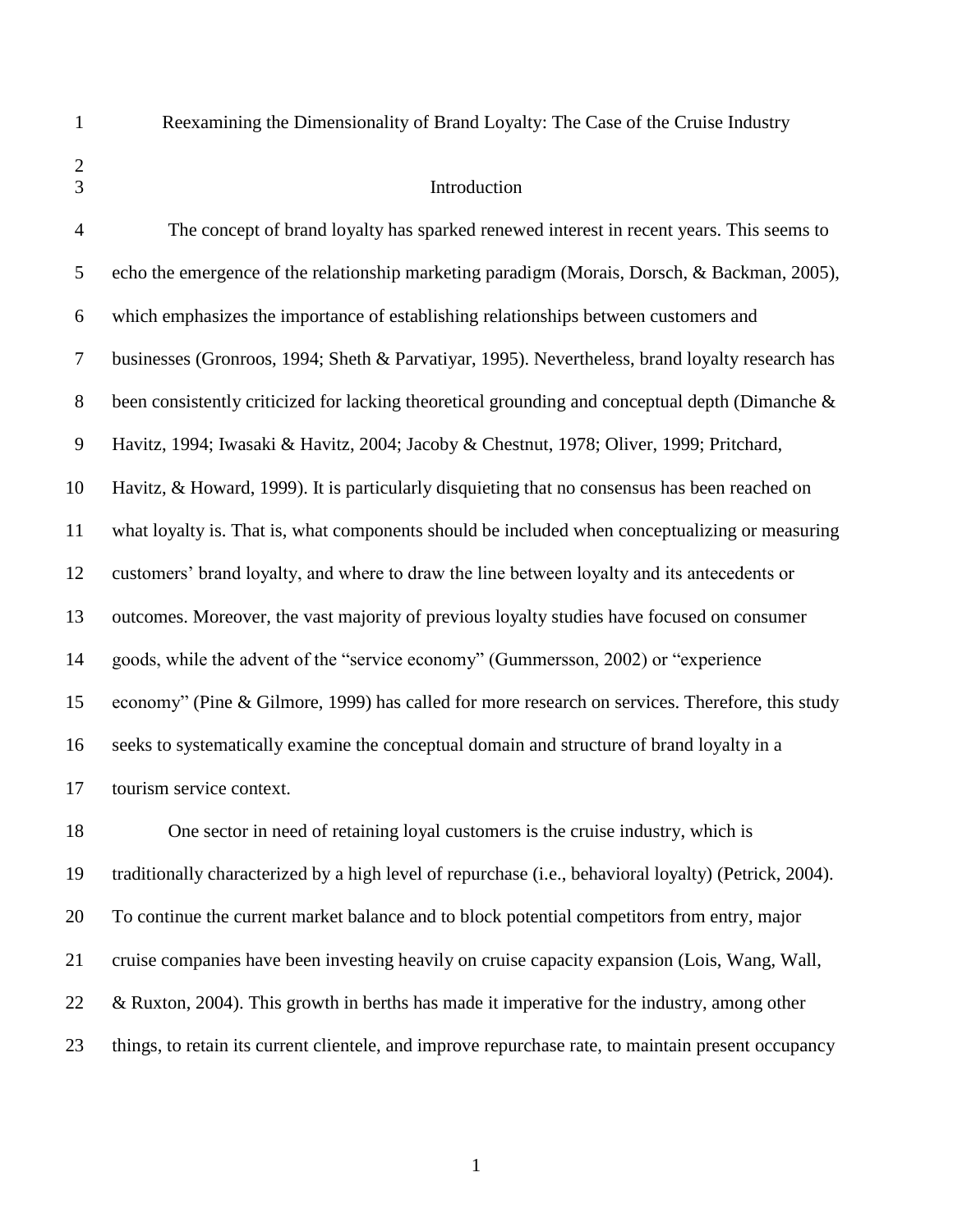# Reexamining the Dimensionality of Brand Loyalty: The Case of the Cruise Industry

## Introduction

The concept of brand loyalty has sparked renewed interest in recent years. This seems to echo the emergence of the relationship marketing paradigm (Morais, Dorsch, & Backman, 2005), which emphasizes the importance of establishing relationships between customers and businesses (Gronroos, 1994; Sheth & Parvatiyar, 1995). Nevertheless, brand loyalty research has been consistently criticized for lacking theoretical grounding and conceptual depth (Dimanche & Havitz, 1994; Iwasaki & Havitz, 2004; Jacoby & Chestnut, 1978; Oliver, 1999; Pritchard, Havitz, & Howard, 1999). It is particularly disquieting that no consensus has been reached on what loyalty is. That is, what components should be included when conceptualizing or measuring customers' brand loyalty, and where to draw the line between loyalty and its antecedents or outcomes. Moreover, the vast majority of previous loyalty studies have focused on consumer goods, while the advent of the "service economy" (Gummersson, 2002) or "experience economy" (Pine & Gilmore, 1999) has called for more research on services. Therefore, this study seeks to systematically examine the conceptual domain and structure of brand loyalty in a tourism service context.

One sector in need of retaining loyal customers is the cruise industry, which is traditionally characterized by a high level of repurchase (i.e., behavioral loyalty) (Petrick, 2004). To continue the current market balance and to block potential competitors from entry, major cruise companies have been investing heavily on cruise capacity expansion (Lois, Wang, Wall, & Ruxton, 2004). This growth in berths has made it imperative for the industry, among other things, to retain its current clientele, and improve repurchase rate, to maintain present occupancy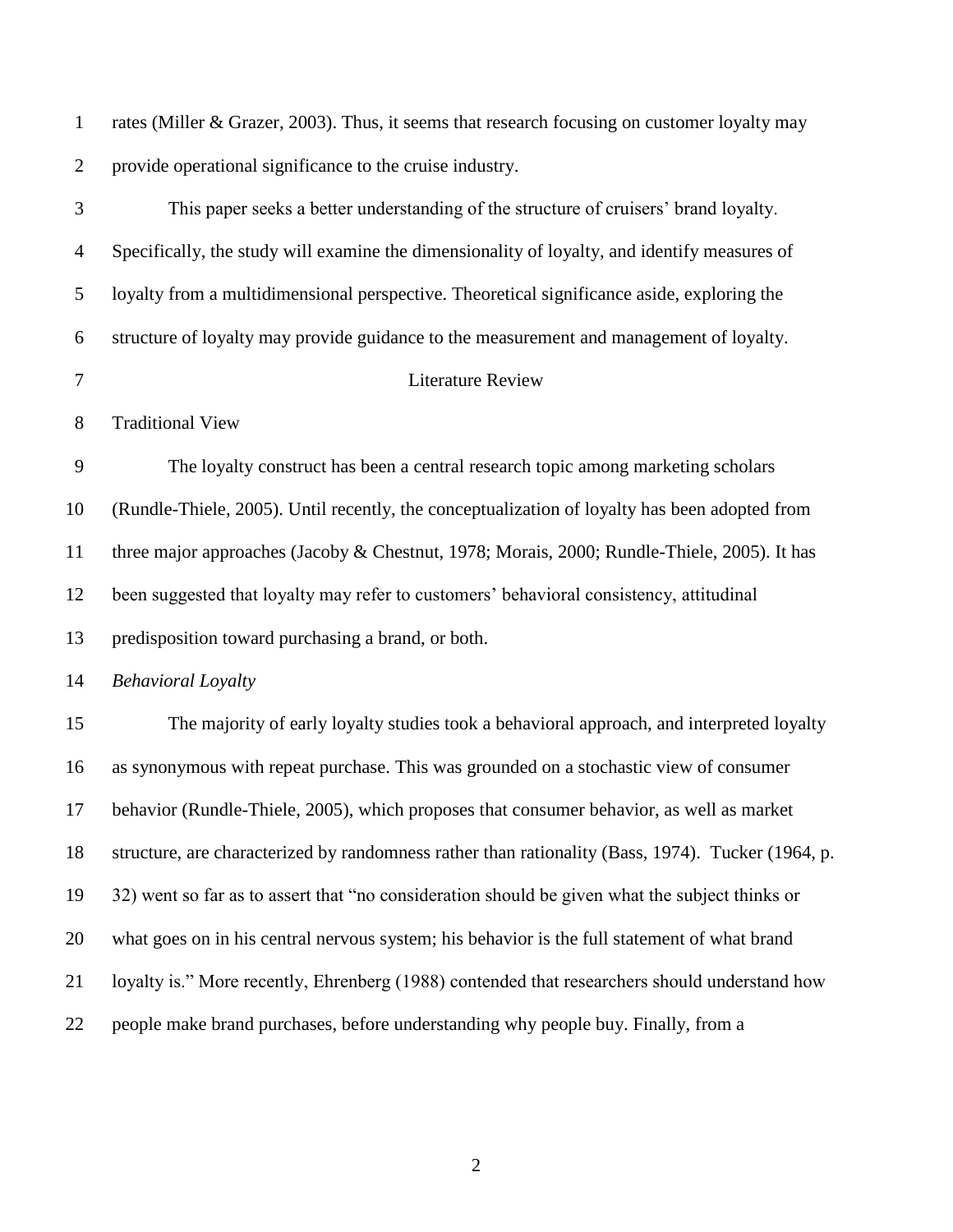rates (Miller & Grazer, 2003). Thus, it seems that research focusing on customer loyalty may provide operational significance to the cruise industry.

This paper seeks a better understanding of the structure of cruisers' brand loyalty. Specifically, the study will examine the dimensionality of loyalty, and identify measures of loyalty from a multidimensional perspective. Theoretical significance aside, exploring the structure of loyalty may provide guidance to the measurement and management of loyalty.

## Literature Review

### Traditional View

The loyalty construct has been a central research topic among marketing scholars (Rundle-Thiele, 2005). Until recently, the conceptualization of loyalty has been adopted from three major approaches (Jacoby & Chestnut, 1978; Morais, 2000; Rundle-Thiele, 2005). It has been suggested that loyalty may refer to customers' behavioral consistency, attitudinal predisposition toward purchasing a brand, or both.

#### *Behavioral Loyalty*

The majority of early loyalty studies took a behavioral approach, and interpreted loyalty as synonymous with repeat purchase. This was grounded on a stochastic view of consumer behavior (Rundle-Thiele, 2005), which proposes that consumer behavior, as well as market structure, are characterized by randomness rather than rationality (Bass, 1974). Tucker (1964, p. 32) went so far as to assert that "no consideration should be given what the subject thinks or what goes on in his central nervous system; his behavior is the full statement of what brand loyalty is." More recently, Ehrenberg (1988) contended that researchers should understand how people make brand purchases, before understanding why people buy. Finally, from a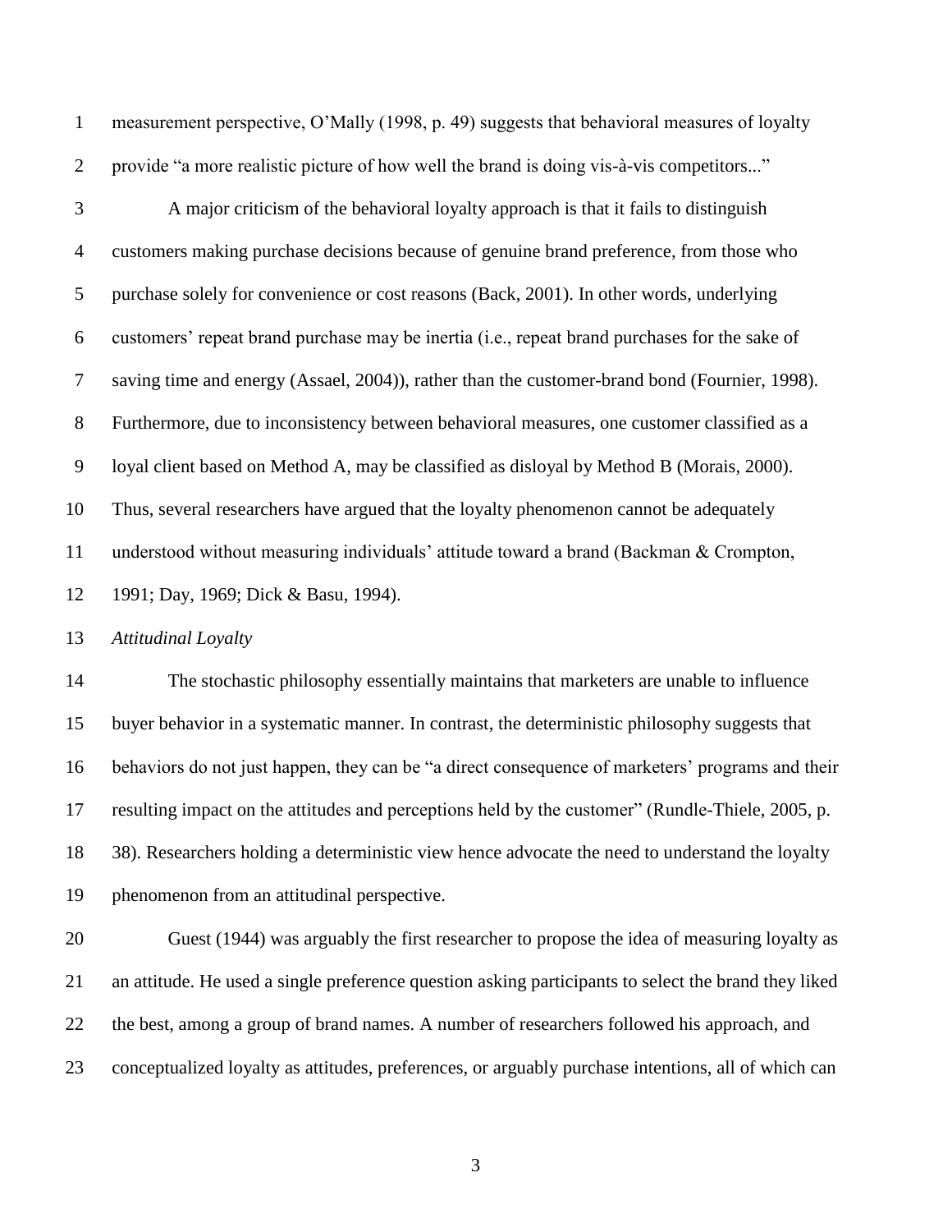measurement perspective, O'Mally (1998, p. 49) suggests that behavioral measures of loyalty provide "a more realistic picture of how well the brand is doing vis-à-vis competitors..."

A major criticism of the behavioral loyalty approach is that it fails to distinguish customers making purchase decisions because of genuine brand preference, from those who purchase solely for convenience or cost reasons (Back, 2001). In other words, underlying customers' repeat brand purchase may be inertia (i.e., repeat brand purchases for the sake of saving time and energy (Assael, 2004)), rather than the customer-brand bond (Fournier, 1998). Furthermore, due to inconsistency between behavioral measures, one customer classified as a loyal client based on Method A, may be classified as disloyal by Method B (Morais, 2000). Thus, several researchers have argued that the loyalty phenomenon cannot be adequately understood without measuring individuals' attitude toward a brand (Backman & Crompton, 1991; Day, 1969; Dick & Basu, 1994).

*Attitudinal Loyalty*

The stochastic philosophy essentially maintains that marketers are unable to influence buyer behavior in a systematic manner. In contrast, the deterministic philosophy suggests that behaviors do not just happen, they can be "a direct consequence of marketers' programs and their resulting impact on the attitudes and perceptions held by the customer" (Rundle-Thiele, 2005, p. 38). Researchers holding a deterministic view hence advocate the need to understand the loyalty phenomenon from an attitudinal perspective.

Guest (1944) was arguably the first researcher to propose the idea of measuring loyalty as an attitude. He used a single preference question asking participants to select the brand they liked the best, among a group of brand names. A number of researchers followed his approach, and conceptualized loyalty as attitudes, preferences, or arguably purchase intentions, all of which can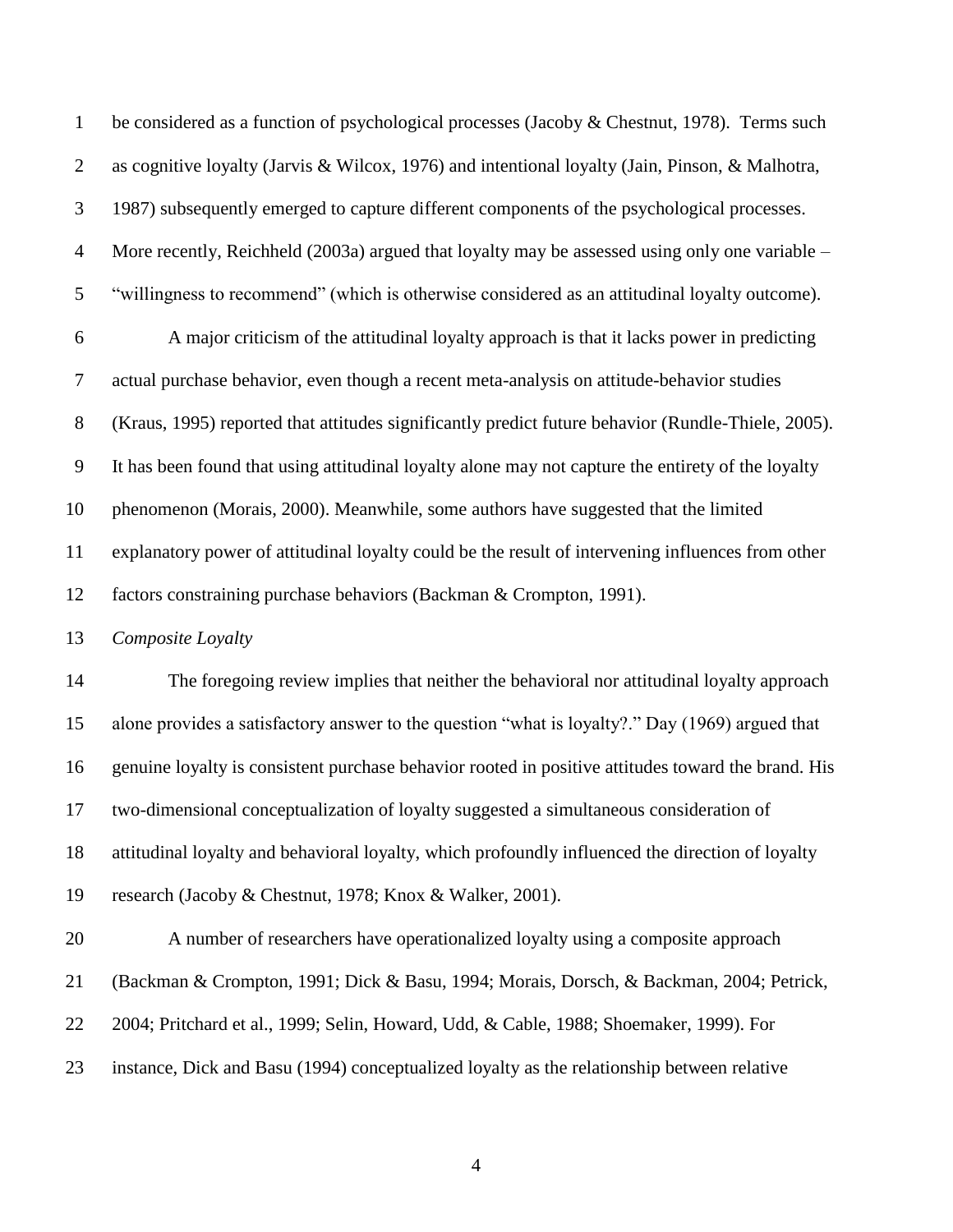be considered as a function of psychological processes (Jacoby & Chestnut, 1978). Terms such as cognitive loyalty (Jarvis & Wilcox, 1976) and intentional loyalty (Jain, Pinson, & Malhotra, 1987) subsequently emerged to capture different components of the psychological processes. More recently, Reichheld (2003a) argued that loyalty may be assessed using only one variable – "willingness to recommend" (which is otherwise considered as an attitudinal loyalty outcome).

A major criticism of the attitudinal loyalty approach is that it lacks power in predicting actual purchase behavior, even though a recent meta-analysis on attitude-behavior studies (Kraus, 1995) reported that attitudes significantly predict future behavior (Rundle-Thiele, 2005). It has been found that using attitudinal loyalty alone may not capture the entirety of the loyalty phenomenon (Morais, 2000). Meanwhile, some authors have suggested that the limited explanatory power of attitudinal loyalty could be the result of intervening influences from other factors constraining purchase behaviors (Backman & Crompton, 1991).

*Composite Loyalty*

The foregoing review implies that neither the behavioral nor attitudinal loyalty approach alone provides a satisfactory answer to the question "what is loyalty?." Day (1969) argued that genuine loyalty is consistent purchase behavior rooted in positive attitudes toward the brand. His two-dimensional conceptualization of loyalty suggested a simultaneous consideration of attitudinal loyalty and behavioral loyalty, which profoundly influenced the direction of loyalty research (Jacoby & Chestnut, 1978; Knox & Walker, 2001).

A number of researchers have operationalized loyalty using a composite approach (Backman & Crompton, 1991; Dick & Basu, 1994; Morais, Dorsch, & Backman, 2004; Petrick, 2004; Pritchard et al., 1999; Selin, Howard, Udd, & Cable, 1988; Shoemaker, 1999). For instance, Dick and Basu (1994) conceptualized loyalty as the relationship between relative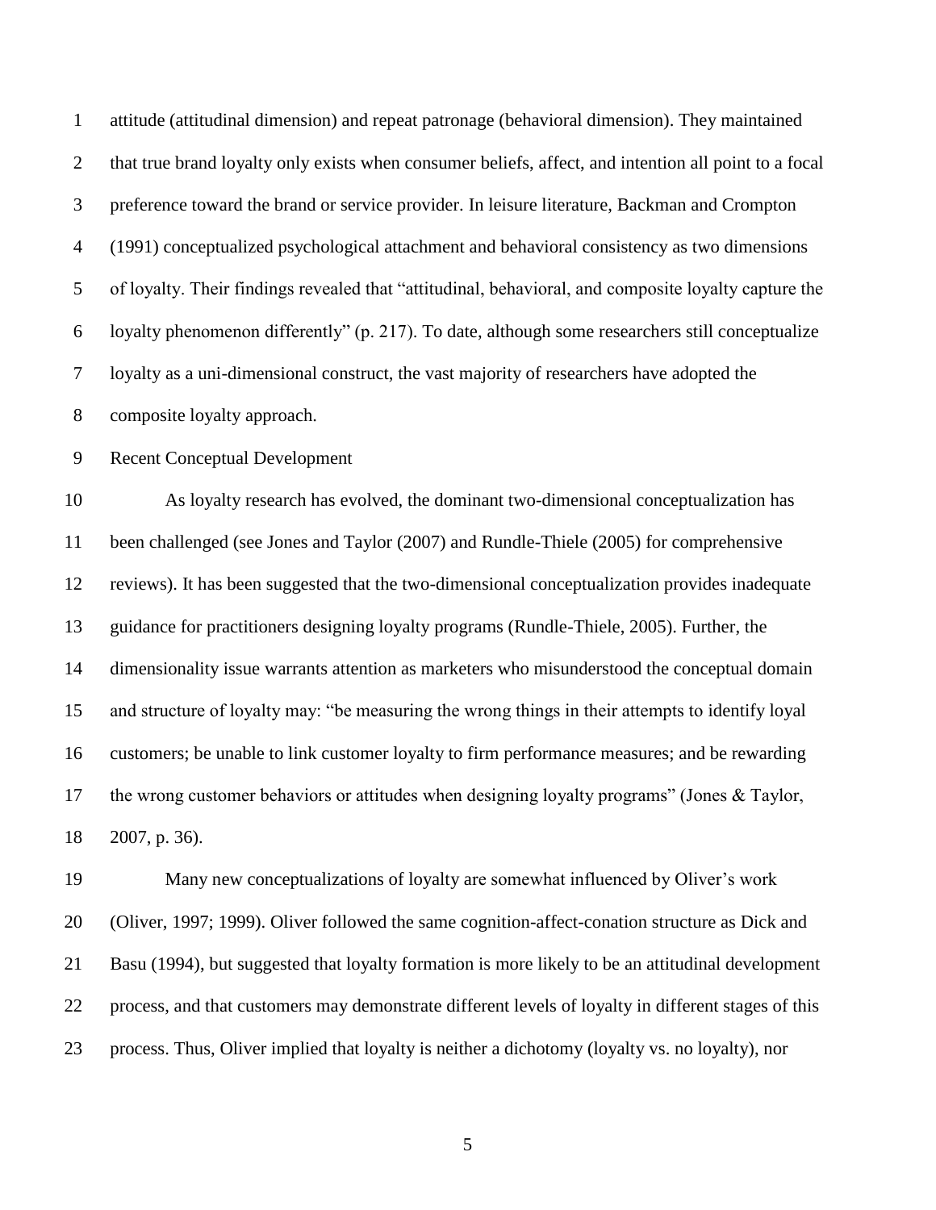attitude (attitudinal dimension) and repeat patronage (behavioral dimension). They maintained that true brand loyalty only exists when consumer beliefs, affect, and intention all point to a focal preference toward the brand or service provider. In leisure literature, Backman and Crompton (1991) conceptualized psychological attachment and behavioral consistency as two dimensions of loyalty. Their findings revealed that "attitudinal, behavioral, and composite loyalty capture the loyalty phenomenon differently" (p. 217). To date, although some researchers still conceptualize loyalty as a uni-dimensional construct, the vast majority of researchers have adopted the composite loyalty approach.

## Recent Conceptual Development

As loyalty research has evolved, the dominant two-dimensional conceptualization has been challenged (see Jones and Taylor (2007) and Rundle-Thiele (2005) for comprehensive reviews). It has been suggested that the two-dimensional conceptualization provides inadequate guidance for practitioners designing loyalty programs (Rundle-Thiele, 2005). Further, the dimensionality issue warrants attention as marketers who misunderstood the conceptual domain and structure of loyalty may: "be measuring the wrong things in their attempts to identify loyal customers; be unable to link customer loyalty to firm performance measures; and be rewarding the wrong customer behaviors or attitudes when designing loyalty programs" (Jones & Taylor, 2007, p. 36).

Many new conceptualizations of loyalty are somewhat influenced by Oliver's work (Oliver, 1997; 1999). Oliver followed the same cognition-affect-conation structure as Dick and Basu (1994), but suggested that loyalty formation is more likely to be an attitudinal development process, and that customers may demonstrate different levels of loyalty in different stages of this process. Thus, Oliver implied that loyalty is neither a dichotomy (loyalty vs. no loyalty), nor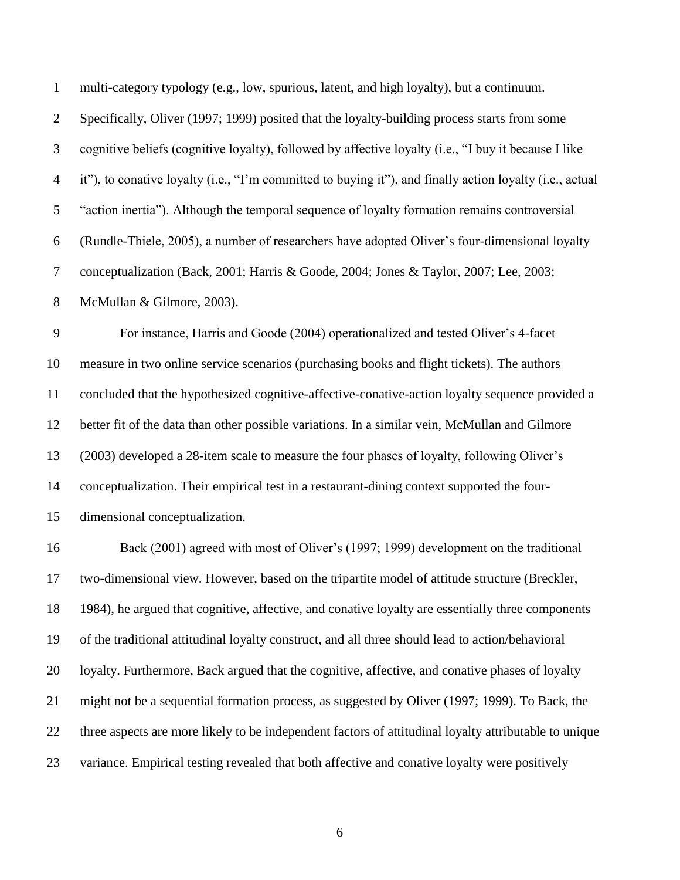multi-category typology (e.g., low, spurious, latent, and high loyalty), but a continuum. Specifically, Oliver (1997; 1999) posited that the loyalty-building process starts from some cognitive beliefs (cognitive loyalty), followed by affective loyalty (i.e., "I buy it because I like it"), to conative loyalty (i.e., "I'm committed to buying it"), and finally action loyalty (i.e., actual "action inertia"). Although the temporal sequence of loyalty formation remains controversial (Rundle-Thiele, 2005), a number of researchers have adopted Oliver's four-dimensional loyalty conceptualization (Back, 2001; Harris & Goode, 2004; Jones & Taylor, 2007; Lee, 2003; McMullan & Gilmore, 2003).

For instance, Harris and Goode (2004) operationalized and tested Oliver's 4-facet measure in two online service scenarios (purchasing books and flight tickets). The authors concluded that the hypothesized cognitive-affective-conative-action loyalty sequence provided a better fit of the data than other possible variations. In a similar vein, McMullan and Gilmore (2003) developed a 28-item scale to measure the four phases of loyalty, following Oliver's conceptualization. Their empirical test in a restaurant-dining context supported the four-dimensional conceptualization.

Back (2001) agreed with most of Oliver's (1997; 1999) development on the traditional two-dimensional view. However, based on the tripartite model of attitude structure (Breckler, 1984), he argued that cognitive, affective, and conative loyalty are essentially three components of the traditional attitudinal loyalty construct, and all three should lead to action/behavioral loyalty. Furthermore, Back argued that the cognitive, affective, and conative phases of loyalty might not be a sequential formation process, as suggested by Oliver (1997; 1999). To Back, the three aspects are more likely to be independent factors of attitudinal loyalty attributable to unique variance. Empirical testing revealed that both affective and conative loyalty were positively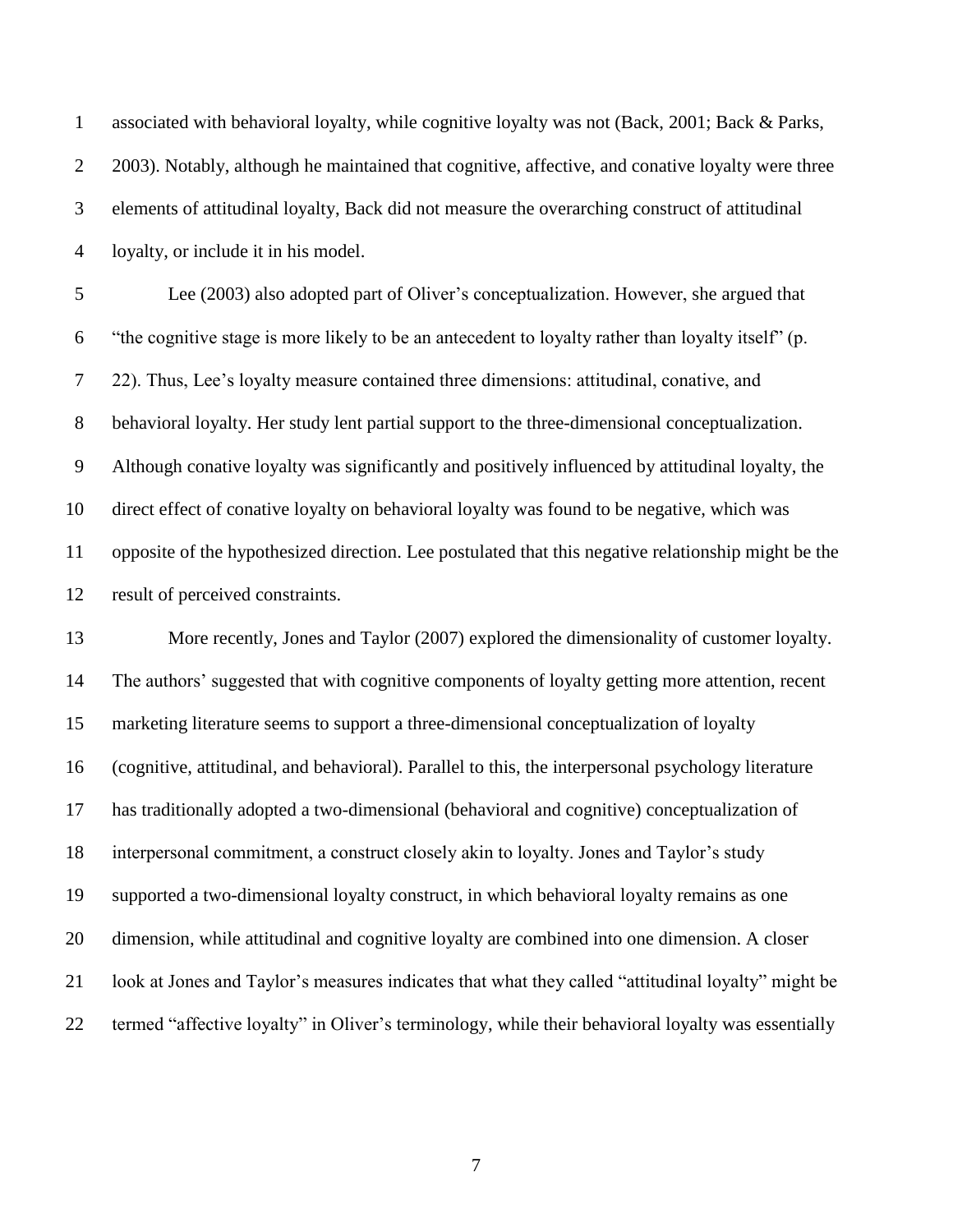associated with behavioral loyalty, while cognitive loyalty was not (Back, 2001; Back & Parks, 2003). Notably, although he maintained that cognitive, affective, and conative loyalty were three elements of attitudinal loyalty, Back did not measure the overarching construct of attitudinal loyalty, or include it in his model.

Lee (2003) also adopted part of Oliver's conceptualization. However, she argued that "the cognitive stage is more likely to be an antecedent to loyalty rather than loyalty itself" (p. 22). Thus, Lee's loyalty measure contained three dimensions: attitudinal, conative, and behavioral loyalty. Her study lent partial support to the three-dimensional conceptualization. Although conative loyalty was significantly and positively influenced by attitudinal loyalty, the direct effect of conative loyalty on behavioral loyalty was found to be negative, which was opposite of the hypothesized direction. Lee postulated that this negative relationship might be the result of perceived constraints.

More recently, Jones and Taylor (2007) explored the dimensionality of customer loyalty. The authors' suggested that with cognitive components of loyalty getting more attention, recent marketing literature seems to support a three-dimensional conceptualization of loyalty (cognitive, attitudinal, and behavioral). Parallel to this, the interpersonal psychology literature has traditionally adopted a two-dimensional (behavioral and cognitive) conceptualization of interpersonal commitment, a construct closely akin to loyalty. Jones and Taylor's study supported a two-dimensional loyalty construct, in which behavioral loyalty remains as one dimension, while attitudinal and cognitive loyalty are combined into one dimension. A closer look at Jones and Taylor's measures indicates that what they called "attitudinal loyalty" might be termed "affective loyalty" in Oliver's terminology, while their behavioral loyalty was essentially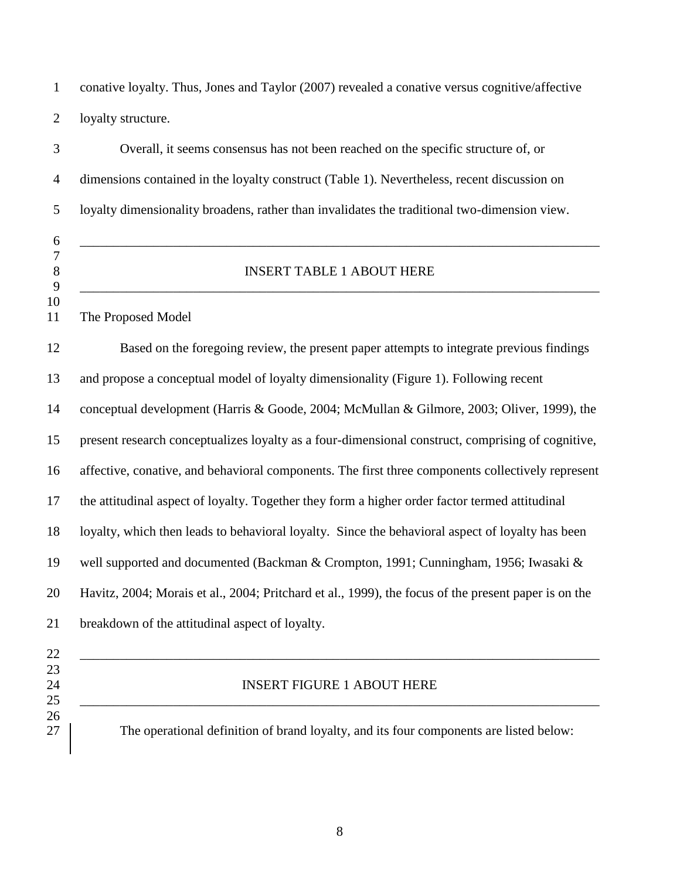conative loyalty. Thus, Jones and Taylor (2007) revealed a conative versus cognitive/affective loyalty structure.

Overall, it seems consensus has not been reached on the specific structure of, or dimensions contained in the loyalty construct (Table 1). Nevertheless, recent discussion on loyalty dimensionality broadens, rather than invalidates the traditional two-dimension view.

---

INSERT TABLE 1 ABOUT HERE

---

## The Proposed Model

Based on the foregoing review, the present paper attempts to integrate previous findings and propose a conceptual model of loyalty dimensionality (Figure 1). Following recent conceptual development (Harris & Goode, 2004; McMullan & Gilmore, 2003; Oliver, 1999), the present research conceptualizes loyalty as a four-dimensional construct, comprising of cognitive, affective, conative, and behavioral components. The first three components collectively represent the attitudinal aspect of loyalty. Together they form a higher order factor termed attitudinal loyalty, which then leads to behavioral loyalty. Since the behavioral aspect of loyalty has been well supported and documented (Backman & Crompton, 1991; Cunningham, 1956; Iwasaki & Havitz, 2004; Morais et al., 2004; Pritchard et al., 1999), the focus of the present paper is on the breakdown of the attitudinal aspect of loyalty.

---

INSERT FIGURE 1 ABOUT HERE

---

The operational definition of brand loyalty, and its four components are listed below: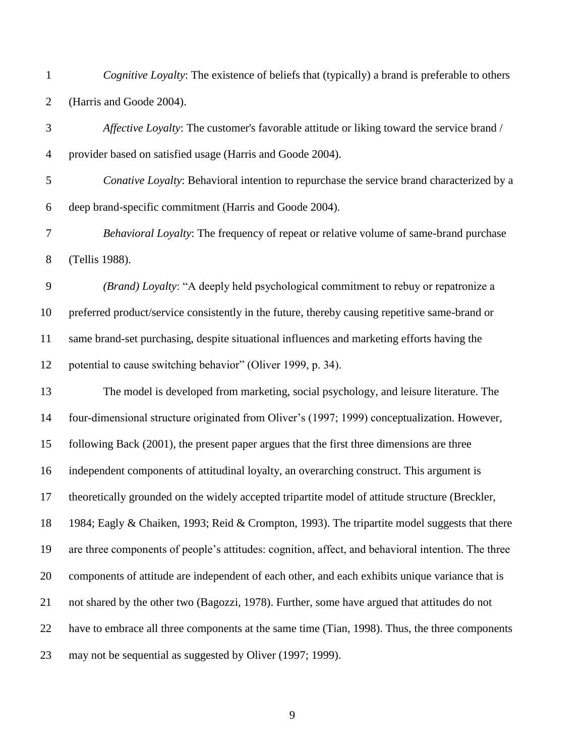*Cognitive Loyalty*: The existence of beliefs that (typically) a brand is preferable to others (Harris and Goode 2004).

*Affective Loyalty*: The customer's favorable attitude or liking toward the service brand / provider based on satisfied usage (Harris and Goode 2004).

*Conative Loyalty*: Behavioral intention to repurchase the service brand characterized by a deep brand-specific commitment (Harris and Goode 2004).

*Behavioral Loyalty*: The frequency of repeat or relative volume of same-brand purchase (Tellis 1988).

*(Brand) Loyalty*: "A deeply held psychological commitment to rebuy or repatronize a preferred product/service consistently in the future, thereby causing repetitive same-brand or same brand-set purchasing, despite situational influences and marketing efforts having the potential to cause switching behavior" (Oliver 1999, p. 34).

The model is developed from marketing, social psychology, and leisure literature. The four-dimensional structure originated from Oliver's (1997; 1999) conceptualization. However, following Back (2001), the present paper argues that the first three dimensions are three independent components of attitudinal loyalty, an overarching construct. This argument is theoretically grounded on the widely accepted tripartite model of attitude structure (Breckler, 1984; Eagly & Chaiken, 1993; Reid & Crompton, 1993). The tripartite model suggests that there are three components of people's attitudes: cognition, affect, and behavioral intention. The three components of attitude are independent of each other, and each exhibits unique variance that is not shared by the other two (Bagozzi, 1978). Further, some have argued that attitudes do not have to embrace all three components at the same time (Tian, 1998). Thus, the three components may not be sequential as suggested by Oliver (1997; 1999).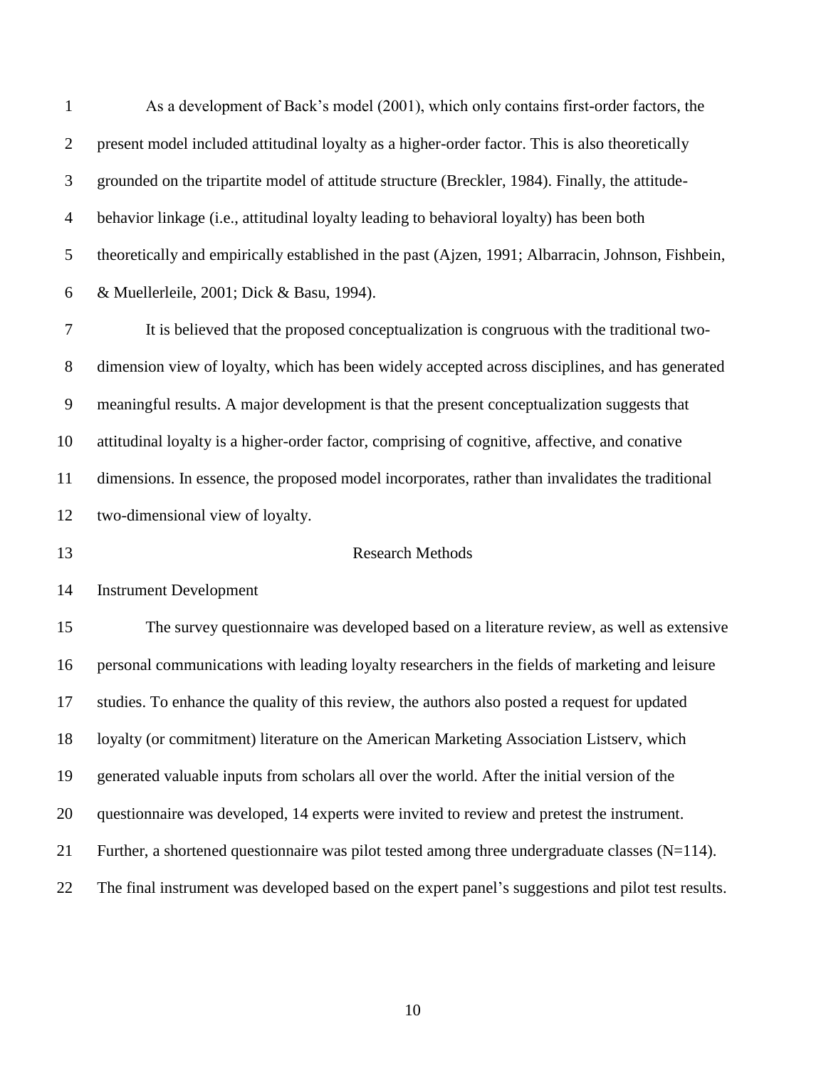As a development of Back's model (2001), which only contains first-order factors, the present model included attitudinal loyalty as a higher-order factor. This is also theoretically grounded on the tripartite model of attitude structure (Breckler, 1984). Finally, the attitude-behavior linkage (i.e., attitudinal loyalty leading to behavioral loyalty) has been both theoretically and empirically established in the past (Ajzen, 1991; Albarracin, Johnson, Fishbein, & Muellerleile, 2001; Dick & Basu, 1994).

It is believed that the proposed conceptualization is congruous with the traditional two-dimension view of loyalty, which has been widely accepted across disciplines, and has generated meaningful results. A major development is that the present conceptualization suggests that attitudinal loyalty is a higher-order factor, comprising of cognitive, affective, and conative dimensions. In essence, the proposed model incorporates, rather than invalidates the traditional two-dimensional view of loyalty.

# Research Methods

## Instrument Development

The survey questionnaire was developed based on a literature review, as well as extensive personal communications with leading loyalty researchers in the fields of marketing and leisure studies. To enhance the quality of this review, the authors also posted a request for updated loyalty (or commitment) literature on the American Marketing Association Listserv, which generated valuable inputs from scholars all over the world. After the initial version of the questionnaire was developed, 14 experts were invited to review and pretest the instrument. Further, a shortened questionnaire was pilot tested among three undergraduate classes (N=114). The final instrument was developed based on the expert panel's suggestions and pilot test results.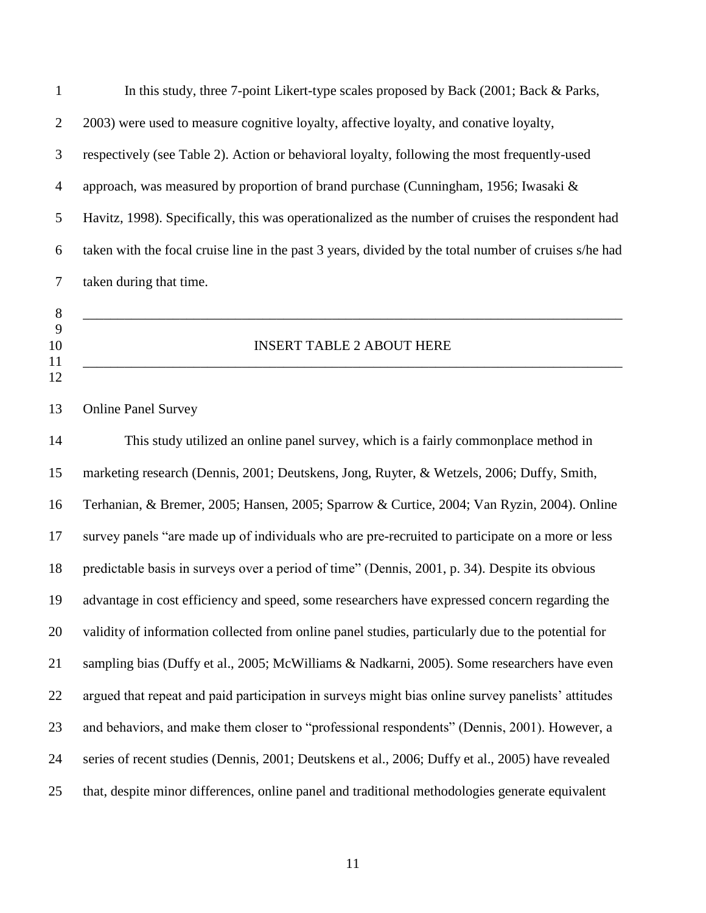In this study, three 7-point Likert-type scales proposed by Back (2001; Back & Parks, 2003) were used to measure cognitive loyalty, affective loyalty, and conative loyalty, respectively (see Table 2). Action or behavioral loyalty, following the most frequently-used approach, was measured by proportion of brand purchase (Cunningham, 1956; Iwasaki & Havitz, 1998). Specifically, this was operationalized as the number of cruises the respondent had taken with the focal cruise line in the past 3 years, divided by the total number of cruises s/he had taken during that time.

---

INSERT TABLE 2 ABOUT HERE

---

Online Panel Survey

This study utilized an online panel survey, which is a fairly commonplace method in marketing research (Dennis, 2001; Deutskens, Jong, Ruyter, & Wetzels, 2006; Duffy, Smith, Terhanian, & Bremer, 2005; Hansen, 2005; Sparrow & Curtice, 2004; Van Ryzin, 2004). Online survey panels "are made up of individuals who are pre-recruited to participate on a more or less predictable basis in surveys over a period of time" (Dennis, 2001, p. 34). Despite its obvious advantage in cost efficiency and speed, some researchers have expressed concern regarding the validity of information collected from online panel studies, particularly due to the potential for sampling bias (Duffy et al., 2005; McWilliams & Nadkarni, 2005). Some researchers have even argued that repeat and paid participation in surveys might bias online survey panelists' attitudes and behaviors, and make them closer to "professional respondents" (Dennis, 2001). However, a series of recent studies (Dennis, 2001; Deutskens et al., 2006; Duffy et al., 2005) have revealed that, despite minor differences, online panel and traditional methodologies generate equivalent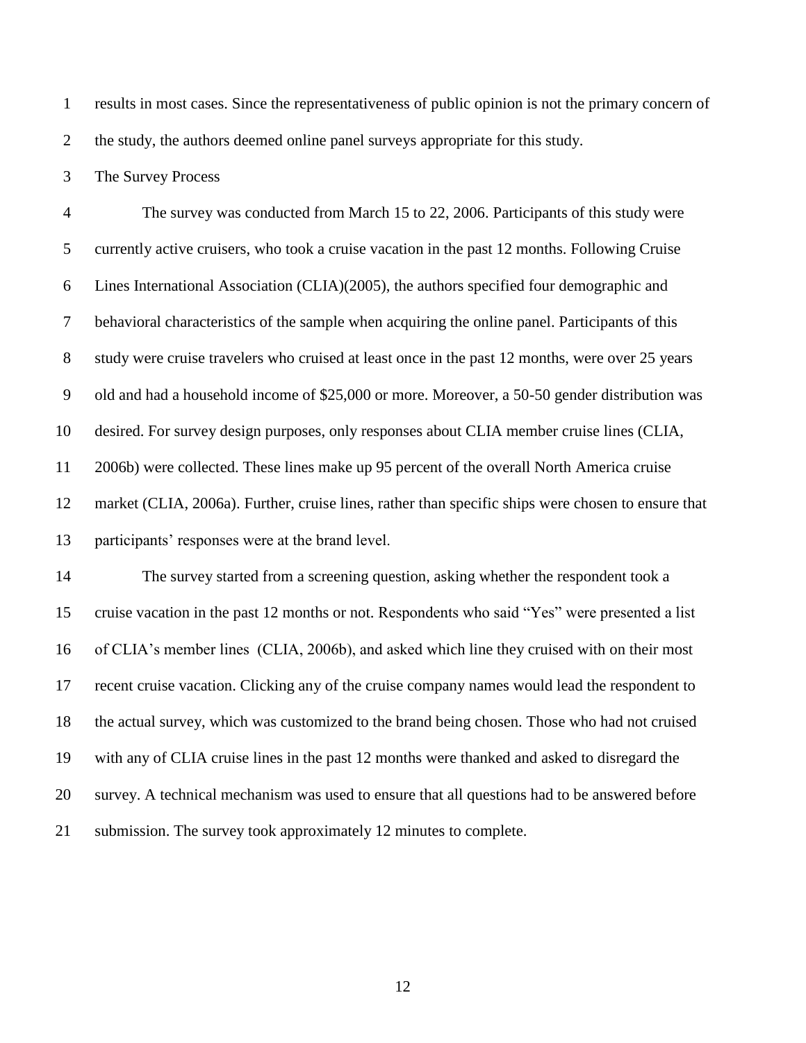results in most cases. Since the representativeness of public opinion is not the primary concern of the study, the authors deemed online panel surveys appropriate for this study.

## The Survey Process

The survey was conducted from March 15 to 22, 2006. Participants of this study were currently active cruisers, who took a cruise vacation in the past 12 months. Following Cruise Lines International Association (CLIA)(2005), the authors specified four demographic and behavioral characteristics of the sample when acquiring the online panel. Participants of this study were cruise travelers who cruised at least once in the past 12 months, were over 25 years old and had a household income of $25,000 or more. Moreover, a 50-50 gender distribution was desired. For survey design purposes, only responses about CLIA member cruise lines (CLIA, 2006b) were collected. These lines make up 95 percent of the overall North America cruise market (CLIA, 2006a). Further, cruise lines, rather than specific ships were chosen to ensure that participants' responses were at the brand level.

The survey started from a screening question, asking whether the respondent took a cruise vacation in the past 12 months or not. Respondents who said "Yes" were presented a list of CLIA's member lines (CLIA, 2006b), and asked which line they cruised with on their most recent cruise vacation. Clicking any of the cruise company names would lead the respondent to the actual survey, which was customized to the brand being chosen. Those who had not cruised with any of CLIA cruise lines in the past 12 months were thanked and asked to disregard the survey. A technical mechanism was used to ensure that all questions had to be answered before submission. The survey took approximately 12 minutes to complete.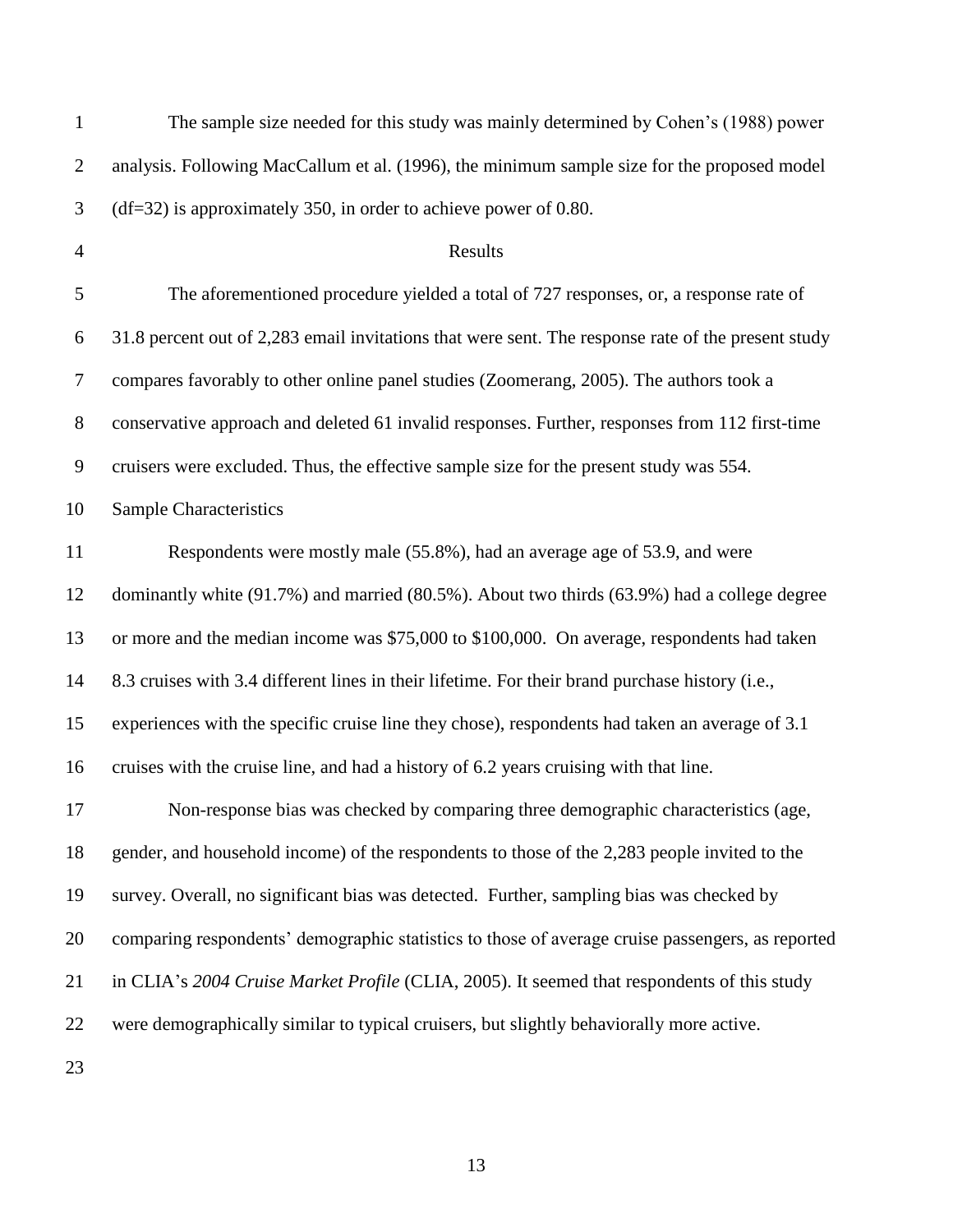The sample size needed for this study was mainly determined by Cohen's (1988) power analysis. Following MacCallum et al. (1996), the minimum sample size for the proposed model (df=32) is approximately 350, in order to achieve power of 0.80.

## Results

The aforementioned procedure yielded a total of 727 responses, or, a response rate of 31.8 percent out of 2,283 email invitations that were sent. The response rate of the present study compares favorably to other online panel studies (Zoomerang, 2005). The authors took a conservative approach and deleted 61 invalid responses. Further, responses from 112 first-time cruisers were excluded. Thus, the effective sample size for the present study was 554.

### Sample Characteristics

Respondents were mostly male (55.8%), had an average age of 53.9, and were dominantly white (91.7%) and married (80.5%). About two thirds (63.9%) had a college degree or more and the median income was $75,000 to $100,000. On average, respondents had taken 8.3 cruises with 3.4 different lines in their lifetime. For their brand purchase history (i.e., experiences with the specific cruise line they chose), respondents had taken an average of 3.1 cruises with the cruise line, and had a history of 6.2 years cruising with that line.

Non-response bias was checked by comparing three demographic characteristics (age, gender, and household income) of the respondents to those of the 2,283 people invited to the survey. Overall, no significant bias was detected. Further, sampling bias was checked by comparing respondents' demographic statistics to those of average cruise passengers, as reported in CLIA's *2004 Cruise Market Profile* (CLIA, 2005). It seemed that respondents of this study were demographically similar to typical cruisers, but slightly behaviorally more active.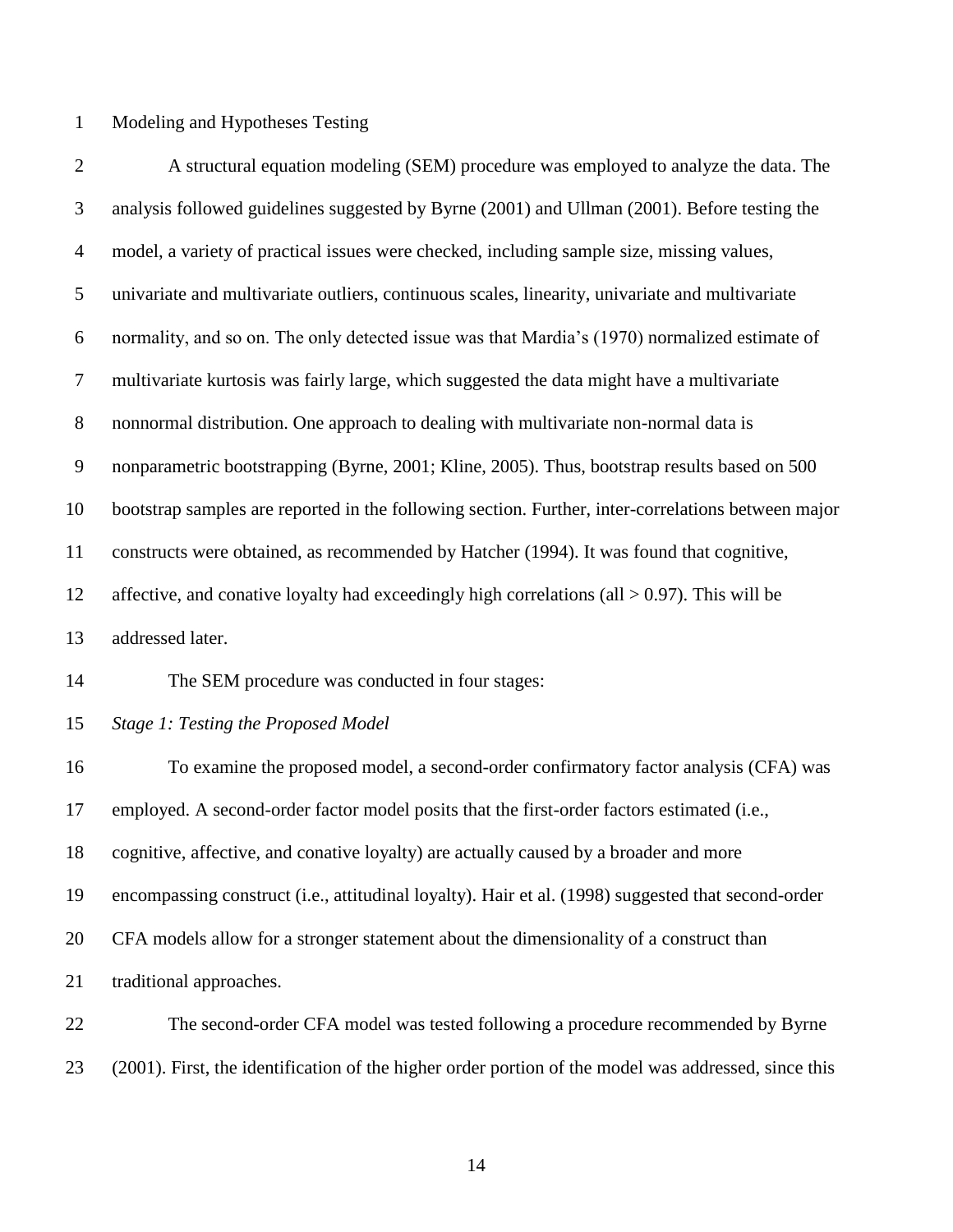## Modeling and Hypotheses Testing

A structural equation modeling (SEM) procedure was employed to analyze the data. The analysis followed guidelines suggested by Byrne (2001) and Ullman (2001). Before testing the model, a variety of practical issues were checked, including sample size, missing values, univariate and multivariate outliers, continuous scales, linearity, univariate and multivariate normality, and so on. The only detected issue was that Mardia's (1970) normalized estimate of multivariate kurtosis was fairly large, which suggested the data might have a multivariate nonnormal distribution. One approach to dealing with multivariate non-normal data is nonparametric bootstrapping (Byrne, 2001; Kline, 2005). Thus, bootstrap results based on 500 bootstrap samples are reported in the following section. Further, inter-correlations between major constructs were obtained, as recommended by Hatcher (1994). It was found that cognitive, affective, and conative loyalty had exceedingly high correlations (all $> 0.97$). This will be addressed later.

The SEM procedure was conducted in four stages:

### *Stage 1: Testing the Proposed Model*

To examine the proposed model, a second-order confirmatory factor analysis (CFA) was employed. A second-order factor model posits that the first-order factors estimated (i.e., cognitive, affective, and conative loyalty) are actually caused by a broader and more encompassing construct (i.e., attitudinal loyalty). Hair et al. (1998) suggested that second-order CFA models allow for a stronger statement about the dimensionality of a construct than traditional approaches.

The second-order CFA model was tested following a procedure recommended by Byrne (2001). First, the identification of the higher order portion of the model was addressed, since this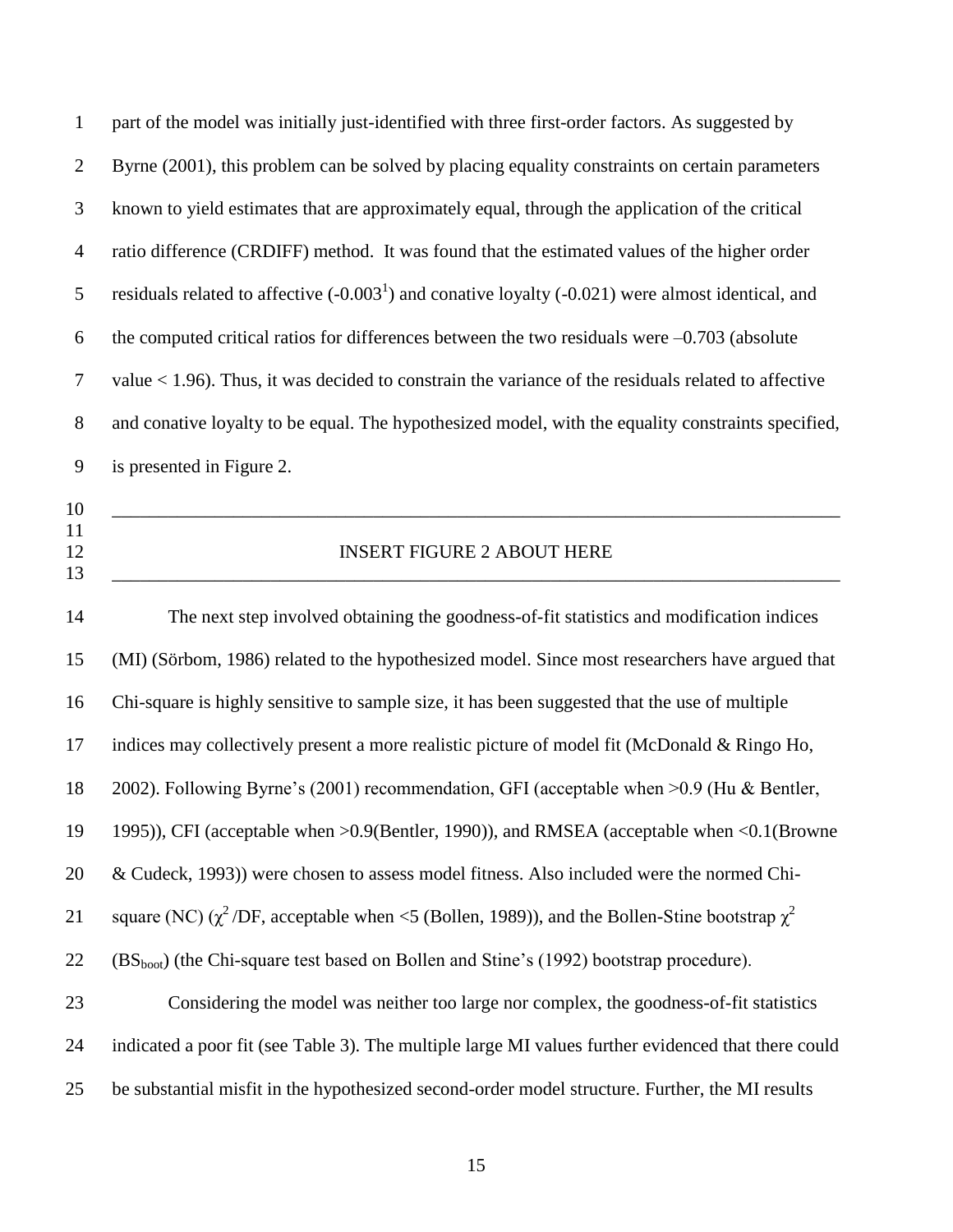part of the model was initially just-identified with three first-order factors. As suggested by Byrne (2001), this problem can be solved by placing equality constraints on certain parameters known to yield estimates that are approximately equal, through the application of the critical ratio difference (CRDIFF) method. It was found that the estimated values of the higher order residuals related to affective (-0.003[1]) and conative loyalty (-0.021) were almost identical, and the computed critical ratios for differences between the two residuals were –0.703 (absolute value < 1.96). Thus, it was decided to constrain the variance of the residuals related to affective and conative loyalty to be equal. The hypothesized model, with the equality constraints specified, is presented in Figure 2.

---

INSERT FIGURE 2 ABOUT HERE

---

The next step involved obtaining the goodness-of-fit statistics and modification indices (MI) (Sörbom, 1986) related to the hypothesized model. Since most researchers have argued that Chi-square is highly sensitive to sample size, it has been suggested that the use of multiple indices may collectively present a more realistic picture of model fit (McDonald & Ringo Ho, 2002). Following Byrne's (2001) recommendation, GFI (acceptable when >0.9 (Hu & Bentler, 1995)), CFI (acceptable when >0.9(Bentler, 1990)), and RMSEA (acceptable when <0.1(Browne & Cudeck, 1993)) were chosen to assess model fitness. Also included were the normed Chi-square (NC) ($\chi^2$/DF, acceptable when <5 (Bollen, 1989)), and the Bollen-Stine bootstrap $\chi^2$ ($BS_{boot}$) (the Chi-square test based on Bollen and Stine's (1992) bootstrap procedure).

Considering the model was neither too large nor complex, the goodness-of-fit statistics indicated a poor fit (see Table 3). The multiple large MI values further evidenced that there could be substantial misfit in the hypothesized second-order model structure. Further, the MI results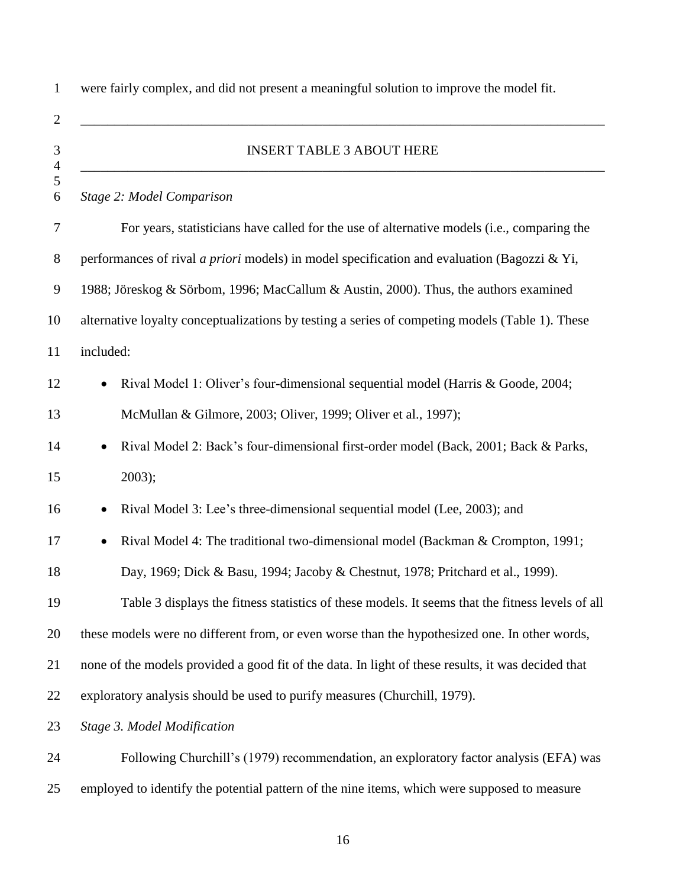were fairly complex, and did not present a meaningful solution to improve the model fit.

---

INSERT TABLE 3 ABOUT HERE

---

*Stage 2: Model Comparison*

For years, statisticians have called for the use of alternative models (i.e., comparing the performances of rival *a priori* models) in model specification and evaluation (Bagozzi & Yi, 1988; Jöreskog & Sörbom, 1996; MacCallum & Austin, 2000). Thus, the authors examined alternative loyalty conceptualizations by testing a series of competing models (Table 1). These included:

- Rival Model 1: Oliver's four-dimensional sequential model (Harris & Goode, 2004; McMullan & Gilmore, 2003; Oliver, 1999; Oliver et al., 1997);
- Rival Model 2: Back's four-dimensional first-order model (Back, 2001; Back & Parks, 2003);
- Rival Model 3: Lee's three-dimensional sequential model (Lee, 2003); and
- Rival Model 4: The traditional two-dimensional model (Backman & Crompton, 1991; Day, 1969; Dick & Basu, 1994; Jacoby & Chestnut, 1978; Pritchard et al., 1999).

Table 3 displays the fitness statistics of these models. It seems that the fitness levels of all these models were no different from, or even worse than the hypothesized one. In other words, none of the models provided a good fit of the data. In light of these results, it was decided that exploratory analysis should be used to purify measures (Churchill, 1979).

*Stage 3. Model Modification*

Following Churchill's (1979) recommendation, an exploratory factor analysis (EFA) was employed to identify the potential pattern of the nine items, which were supposed to measure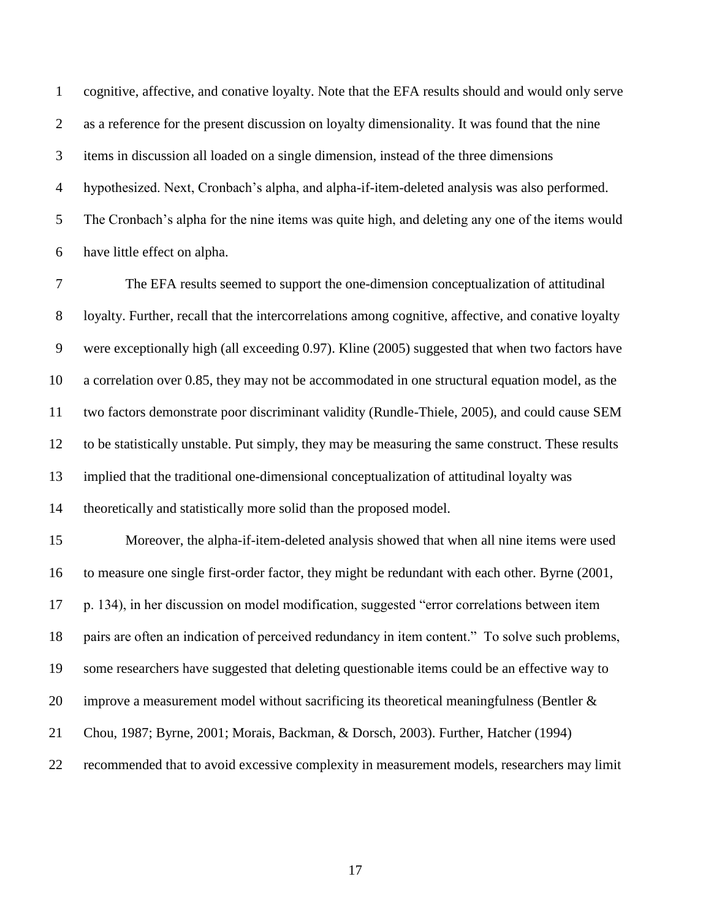cognitive, affective, and conative loyalty. Note that the EFA results should and would only serve as a reference for the present discussion on loyalty dimensionality. It was found that the nine items in discussion all loaded on a single dimension, instead of the three dimensions hypothesized. Next, Cronbach's alpha, and alpha-if-item-deleted analysis was also performed. The Cronbach's alpha for the nine items was quite high, and deleting any one of the items would have little effect on alpha.

The EFA results seemed to support the one-dimension conceptualization of attitudinal loyalty. Further, recall that the intercorrelations among cognitive, affective, and conative loyalty were exceptionally high (all exceeding 0.97). Kline (2005) suggested that when two factors have a correlation over 0.85, they may not be accommodated in one structural equation model, as the two factors demonstrate poor discriminant validity (Rundle-Thiele, 2005), and could cause SEM to be statistically unstable. Put simply, they may be measuring the same construct. These results implied that the traditional one-dimensional conceptualization of attitudinal loyalty was theoretically and statistically more solid than the proposed model.

Moreover, the alpha-if-item-deleted analysis showed that when all nine items were used to measure one single first-order factor, they might be redundant with each other. Byrne (2001, p. 134), in her discussion on model modification, suggested "error correlations between item pairs are often an indication of perceived redundancy in item content." To solve such problems, some researchers have suggested that deleting questionable items could be an effective way to improve a measurement model without sacrificing its theoretical meaningfulness (Bentler & Chou, 1987; Byrne, 2001; Morais, Backman, & Dorsch, 2003). Further, Hatcher (1994) recommended that to avoid excessive complexity in measurement models, researchers may limit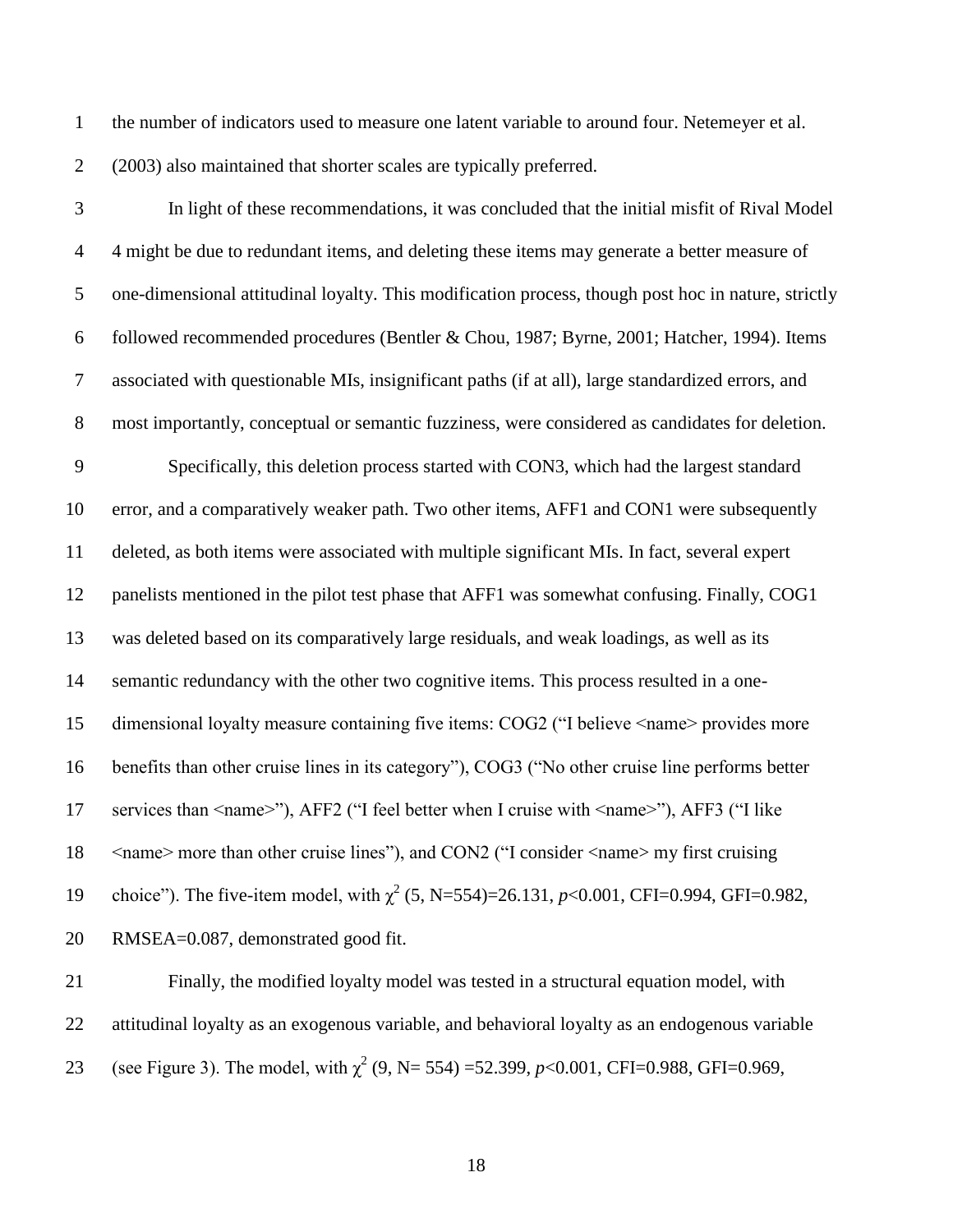the number of indicators used to measure one latent variable to around four. Netemeyer et al. (2003) also maintained that shorter scales are typically preferred.

In light of these recommendations, it was concluded that the initial misfit of Rival Model 4 might be due to redundant items, and deleting these items may generate a better measure of one-dimensional attitudinal loyalty. This modification process, though post hoc in nature, strictly followed recommended procedures (Bentler & Chou, 1987; Byrne, 2001; Hatcher, 1994). Items associated with questionable MIs, insignificant paths (if at all), large standardized errors, and most importantly, conceptual or semantic fuzziness, were considered as candidates for deletion.

Specifically, this deletion process started with CON3, which had the largest standard error, and a comparatively weaker path. Two other items, AFF1 and CON1 were subsequently deleted, as both items were associated with multiple significant MIs. In fact, several expert panelists mentioned in the pilot test phase that AFF1 was somewhat confusing. Finally, COG1 was deleted based on its comparatively large residuals, and weak loadings, as well as its semantic redundancy with the other two cognitive items. This process resulted in a one-dimensional loyalty measure containing five items: COG2 ("I believe <name> provides more benefits than other cruise lines in its category"), COG3 ("No other cruise line performs better services than <name>"), AFF2 ("I feel better when I cruise with <name>"), AFF3 ("I like <name> more than other cruise lines"), and CON2 ("I consider <name> my first cruising choice"). The five-item model, with $\chi^2$ (5, N=554)=26.131, $p$<0.001, CFI=0.994, GFI=0.982, RMSEA=0.087, demonstrated good fit.

Finally, the modified loyalty model was tested in a structural equation model, with attitudinal loyalty as an exogenous variable, and behavioral loyalty as an endogenous variable (see Figure 3). The model, with $\chi^2$ (9, N= 554) =52.399, $p$<0.001, CFI=0.988, GFI=0.969,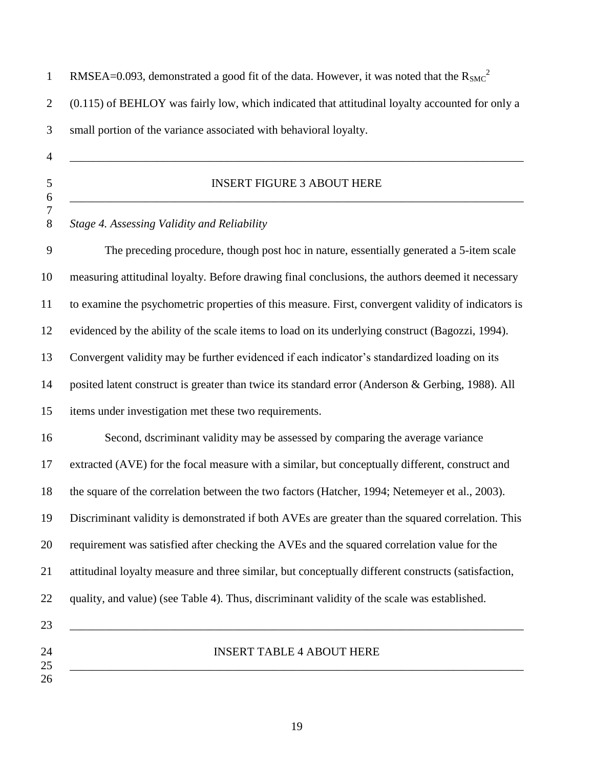RMSEA=0.093, demonstrated a good fit of the data. However, it was noted that the $R_{SMC}^2$ (0.115) of BEHLOY was fairly low, which indicated that attitudinal loyalty accounted for only a small portion of the variance associated with behavioral loyalty.

---

INSERT FIGURE 3 ABOUT HERE

---

*Stage 4. Assessing Validity and Reliability*

The preceding procedure, though post hoc in nature, essentially generated a 5-item scale measuring attitudinal loyalty. Before drawing final conclusions, the authors deemed it necessary to examine the psychometric properties of this measure. First, convergent validity of indicators is evidenced by the ability of the scale items to load on its underlying construct (Bagozzi, 1994). Convergent validity may be further evidenced if each indicator's standardized loading on its posited latent construct is greater than twice its standard error (Anderson & Gerbing, 1988). All items under investigation met these two requirements.

Second, dscriminant validity may be assessed by comparing the average variance extracted (AVE) for the focal measure with a similar, but conceptually different, construct and the square of the correlation between the two factors (Hatcher, 1994; Netemeyer et al., 2003). Discriminant validity is demonstrated if both AVEs are greater than the squared correlation. This requirement was satisfied after checking the AVEs and the squared correlation value for the attitudinal loyalty measure and three similar, but conceptually different constructs (satisfaction, quality, and value) (see Table 4). Thus, discriminant validity of the scale was established.

---

INSERT TABLE 4 ABOUT HERE

---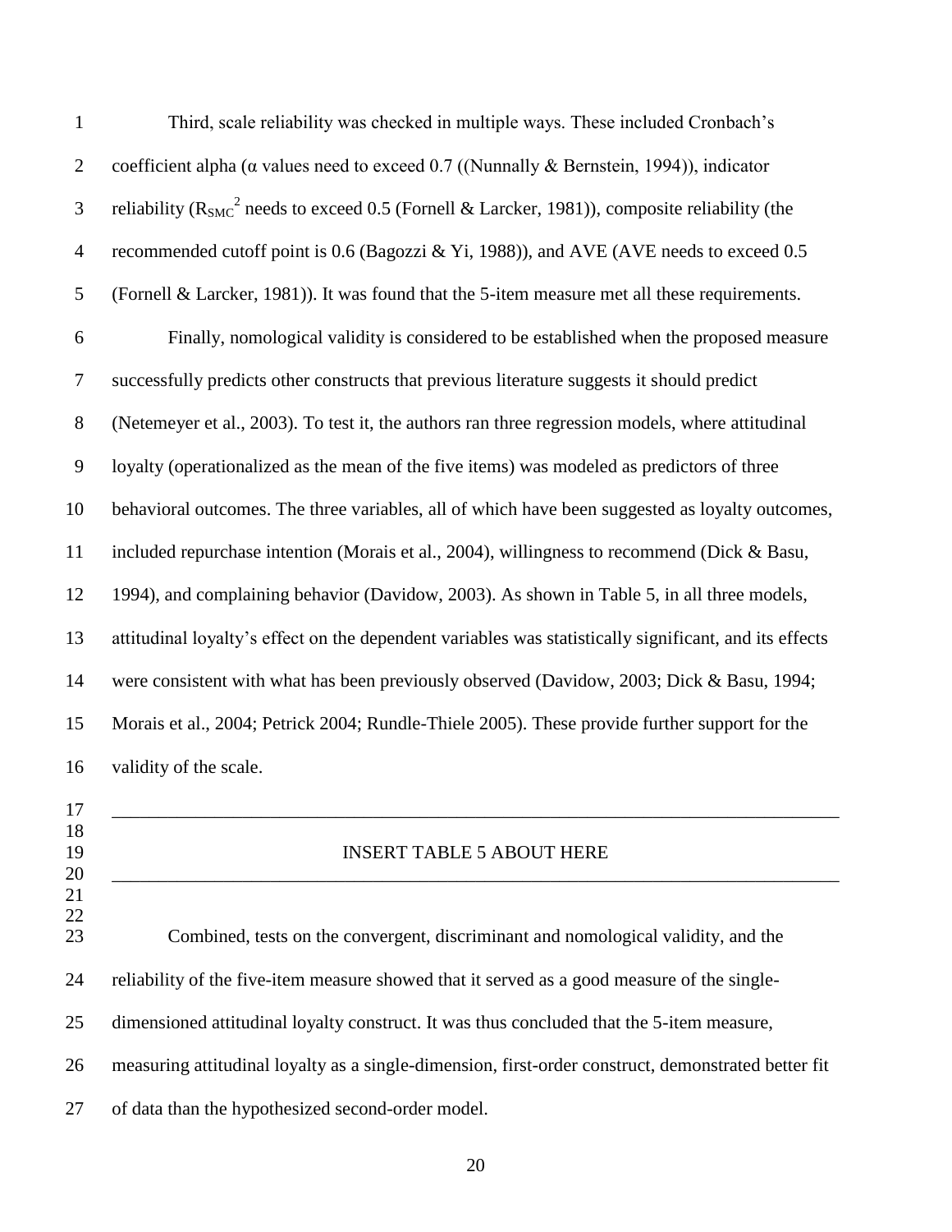Third, scale reliability was checked in multiple ways. These included Cronbach's coefficient alpha (α values need to exceed 0.7 ((Nunnally & Bernstein, 1994)), indicator reliability ($R_{SMC}^2$ needs to exceed 0.5 (Fornell & Larcker, 1981)), composite reliability (the recommended cutoff point is 0.6 (Bagozzi & Yi, 1988)), and AVE (AVE needs to exceed 0.5 (Fornell & Larcker, 1981)). It was found that the 5-item measure met all these requirements.

Finally, nomological validity is considered to be established when the proposed measure successfully predicts other constructs that previous literature suggests it should predict (Netemeyer et al., 2003). To test it, the authors ran three regression models, where attitudinal loyalty (operationalized as the mean of the five items) was modeled as predictors of three behavioral outcomes. The three variables, all of which have been suggested as loyalty outcomes, included repurchase intention (Morais et al., 2004), willingness to recommend (Dick & Basu, 1994), and complaining behavior (Davidow, 2003). As shown in Table 5, in all three models, attitudinal loyalty's effect on the dependent variables was statistically significant, and its effects were consistent with what has been previously observed (Davidow, 2003; Dick & Basu, 1994; Morais et al., 2004; Petrick 2004; Rundle-Thiele 2005). These provide further support for the validity of the scale.

---

INSERT TABLE 5 ABOUT HERE

---

Combined, tests on the convergent, discriminant and nomological validity, and the reliability of the five-item measure showed that it served as a good measure of the single-dimensioned attitudinal loyalty construct. It was thus concluded that the 5-item measure, measuring attitudinal loyalty as a single-dimension, first-order construct, demonstrated better fit of data than the hypothesized second-order model.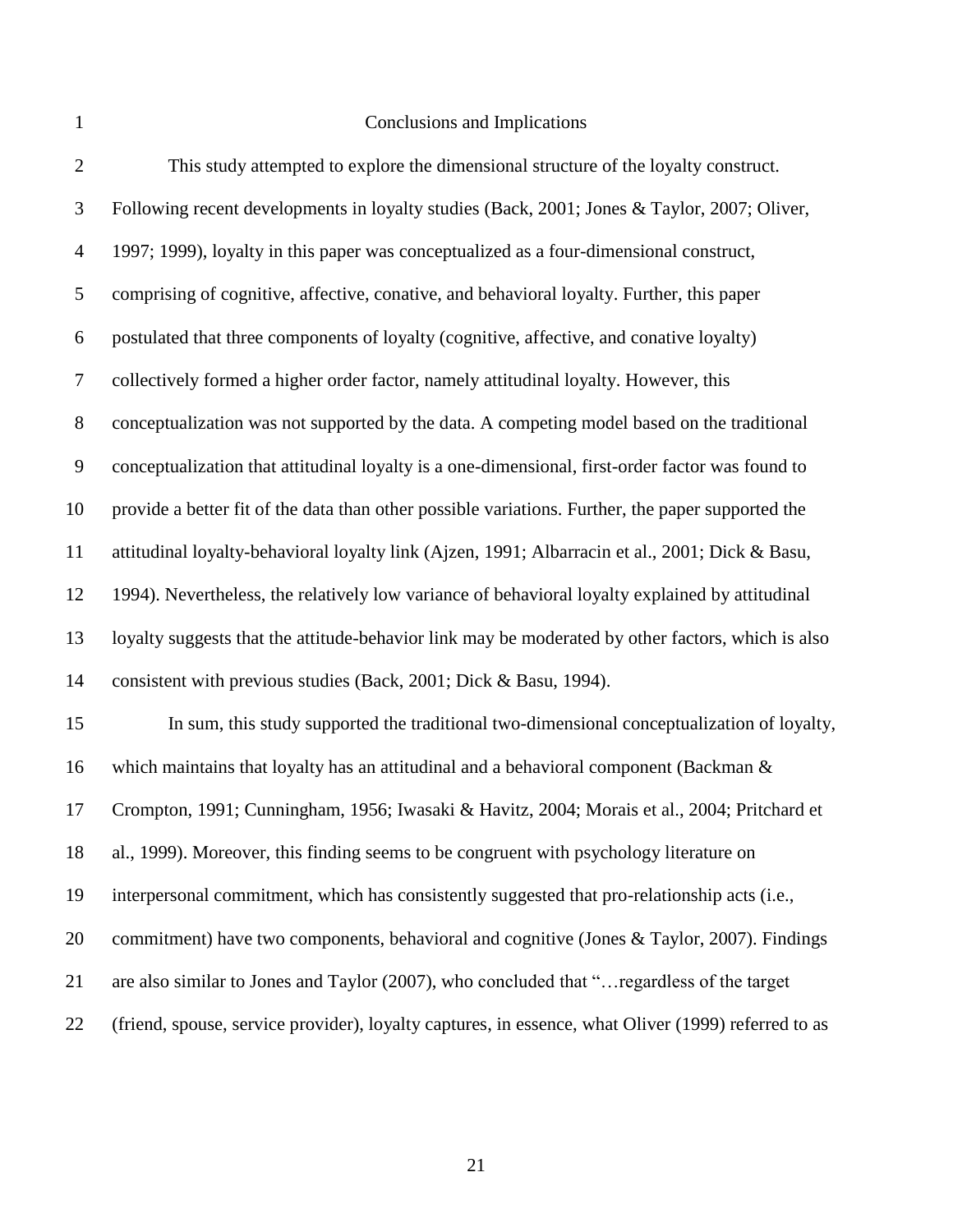## Conclusions and Implications

This study attempted to explore the dimensional structure of the loyalty construct. Following recent developments in loyalty studies (Back, 2001; Jones & Taylor, 2007; Oliver, 1997; 1999), loyalty in this paper was conceptualized as a four-dimensional construct, comprising of cognitive, affective, conative, and behavioral loyalty. Further, this paper postulated that three components of loyalty (cognitive, affective, and conative loyalty) collectively formed a higher order factor, namely attitudinal loyalty. However, this conceptualization was not supported by the data. A competing model based on the traditional conceptualization that attitudinal loyalty is a one-dimensional, first-order factor was found to provide a better fit of the data than other possible variations. Further, the paper supported the attitudinal loyalty-behavioral loyalty link (Ajzen, 1991; Albarracin et al., 2001; Dick & Basu, 1994). Nevertheless, the relatively low variance of behavioral loyalty explained by attitudinal loyalty suggests that the attitude-behavior link may be moderated by other factors, which is also consistent with previous studies (Back, 2001; Dick & Basu, 1994).

In sum, this study supported the traditional two-dimensional conceptualization of loyalty, which maintains that loyalty has an attitudinal and a behavioral component (Backman & Crompton, 1991; Cunningham, 1956; Iwasaki & Havitz, 2004; Morais et al., 2004; Pritchard et al., 1999). Moreover, this finding seems to be congruent with psychology literature on interpersonal commitment, which has consistently suggested that pro-relationship acts (i.e., commitment) have two components, behavioral and cognitive (Jones & Taylor, 2007). Findings are also similar to Jones and Taylor (2007), who concluded that "…regardless of the target (friend, spouse, service provider), loyalty captures, in essence, what Oliver (1999) referred to as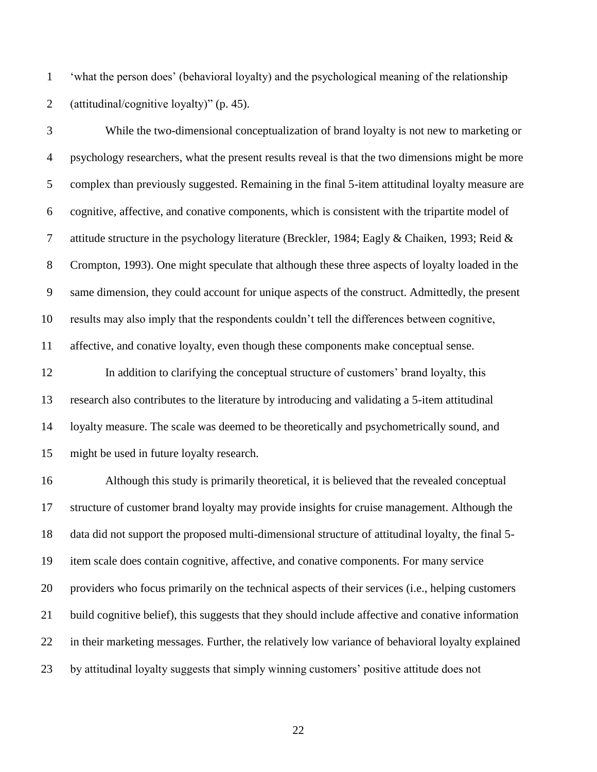'what the person does' (behavioral loyalty) and the psychological meaning of the relationship (attitudinal/cognitive loyalty)" (p. 45).

While the two-dimensional conceptualization of brand loyalty is not new to marketing or psychology researchers, what the present results reveal is that the two dimensions might be more complex than previously suggested. Remaining in the final 5-item attitudinal loyalty measure are cognitive, affective, and conative components, which is consistent with the tripartite model of attitude structure in the psychology literature (Breckler, 1984; Eagly & Chaiken, 1993; Reid & Crompton, 1993). One might speculate that although these three aspects of loyalty loaded in the same dimension, they could account for unique aspects of the construct. Admittedly, the present results may also imply that the respondents couldn't tell the differences between cognitive, affective, and conative loyalty, even though these components make conceptual sense.

In addition to clarifying the conceptual structure of customers' brand loyalty, this research also contributes to the literature by introducing and validating a 5-item attitudinal loyalty measure. The scale was deemed to be theoretically and psychometrically sound, and might be used in future loyalty research.

Although this study is primarily theoretical, it is believed that the revealed conceptual structure of customer brand loyalty may provide insights for cruise management. Although the data did not support the proposed multi-dimensional structure of attitudinal loyalty, the final 5-item scale does contain cognitive, affective, and conative components. For many service providers who focus primarily on the technical aspects of their services (i.e., helping customers build cognitive belief), this suggests that they should include affective and conative information in their marketing messages. Further, the relatively low variance of behavioral loyalty explained by attitudinal loyalty suggests that simply winning customers' positive attitude does not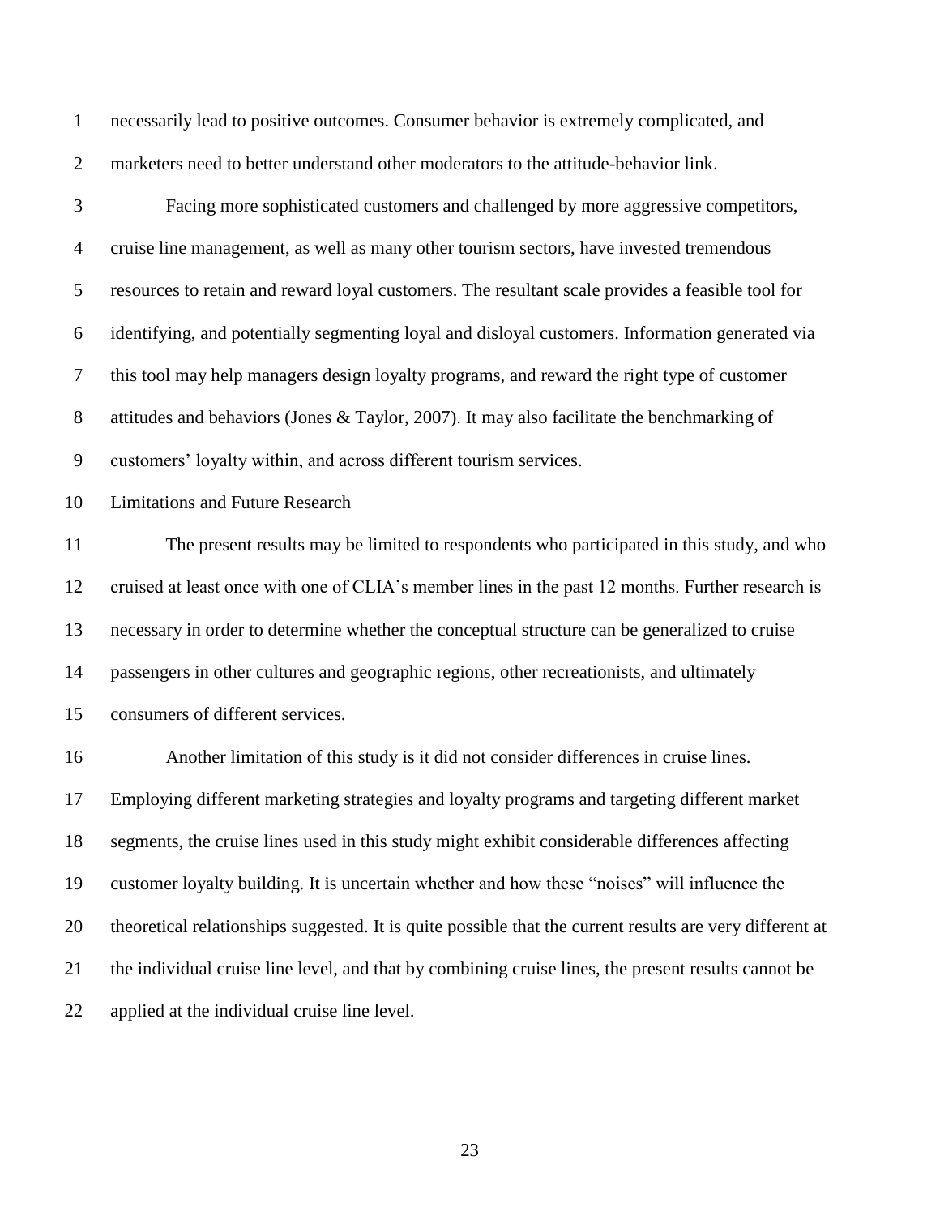necessarily lead to positive outcomes. Consumer behavior is extremely complicated, and marketers need to better understand other moderators to the attitude-behavior link.

Facing more sophisticated customers and challenged by more aggressive competitors, cruise line management, as well as many other tourism sectors, have invested tremendous resources to retain and reward loyal customers. The resultant scale provides a feasible tool for identifying, and potentially segmenting loyal and disloyal customers. Information generated via this tool may help managers design loyalty programs, and reward the right type of customer attitudes and behaviors (Jones & Taylor, 2007). It may also facilitate the benchmarking of customers' loyalty within, and across different tourism services.

## Limitations and Future Research

The present results may be limited to respondents who participated in this study, and who cruised at least once with one of CLIA's member lines in the past 12 months. Further research is necessary in order to determine whether the conceptual structure can be generalized to cruise passengers in other cultures and geographic regions, other recreationists, and ultimately consumers of different services.

Another limitation of this study is it did not consider differences in cruise lines. Employing different marketing strategies and loyalty programs and targeting different market segments, the cruise lines used in this study might exhibit considerable differences affecting customer loyalty building. It is uncertain whether and how these "noises" will influence the theoretical relationships suggested. It is quite possible that the current results are very different at the individual cruise line level, and that by combining cruise lines, the present results cannot be applied at the individual cruise line level.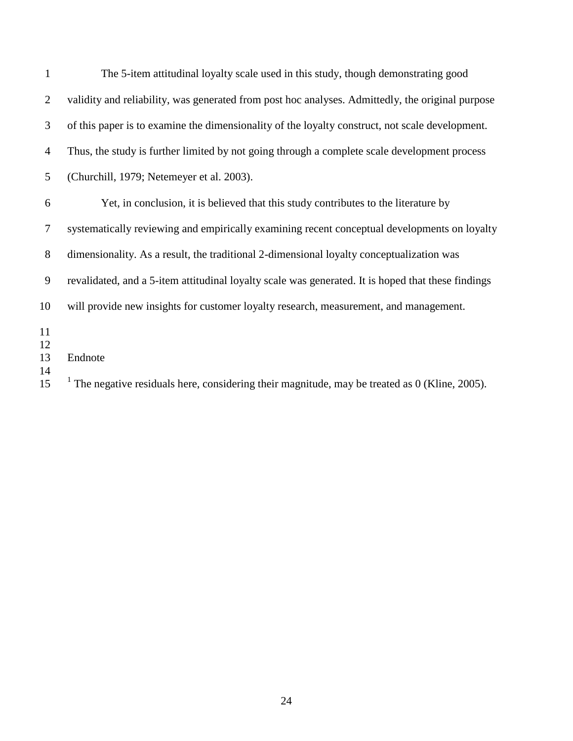The 5-item attitudinal loyalty scale used in this study, though demonstrating good validity and reliability, was generated from post hoc analyses. Admittedly, the original purpose of this paper is to examine the dimensionality of the loyalty construct, not scale development. Thus, the study is further limited by not going through a complete scale development process (Churchill, 1979; Netemeyer et al. 2003).

Yet, in conclusion, it is believed that this study contributes to the literature by systematically reviewing and empirically examining recent conceptual developments on loyalty dimensionality. As a result, the traditional 2-dimensional loyalty conceptualization was revalidated, and a 5-item attitudinal loyalty scale was generated. It is hoped that these findings will provide new insights for customer loyalty research, measurement, and management.

Endnote

[1] The negative residuals here, considering their magnitude, may be treated as 0 (Kline, 2005).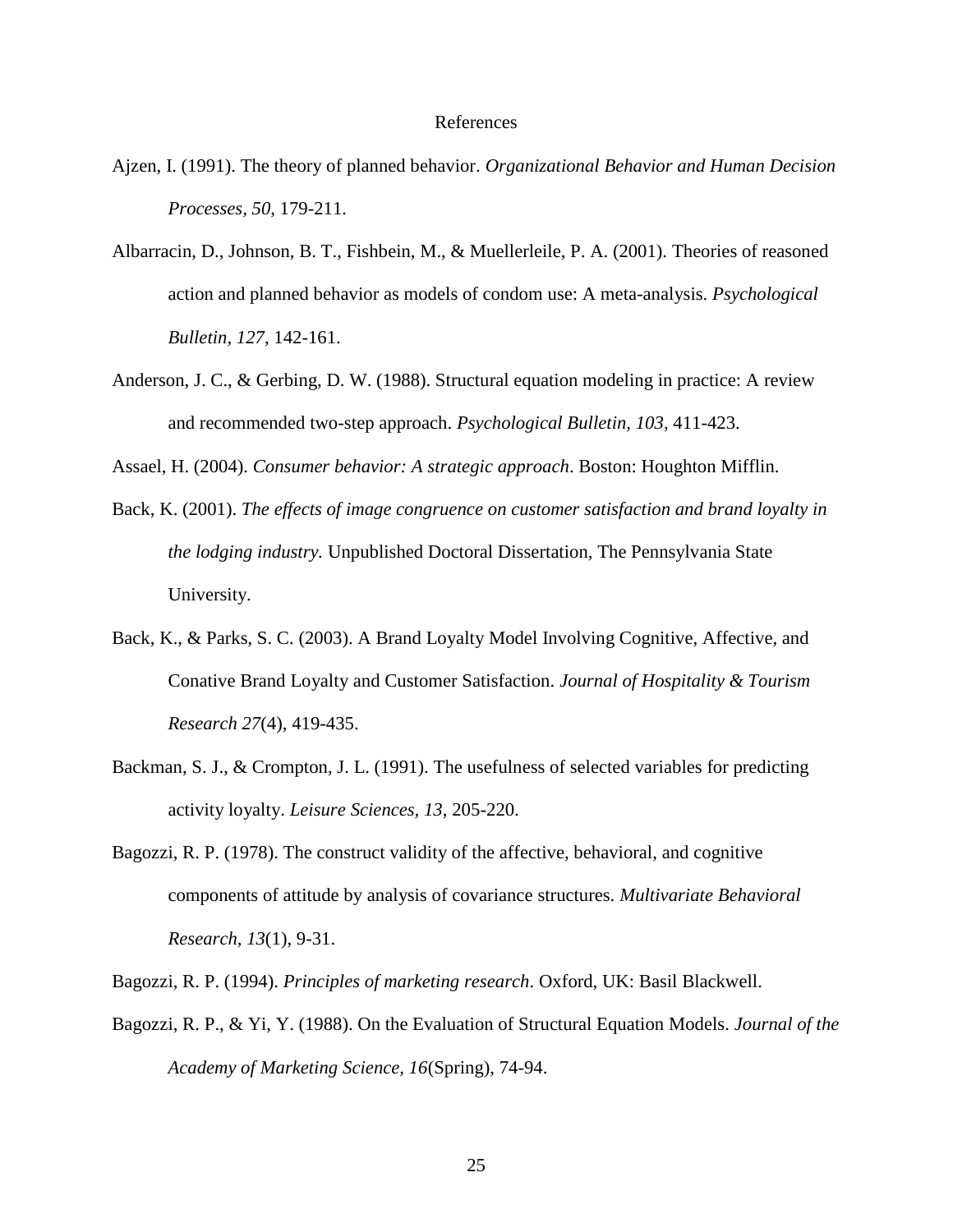# References

Ajzen, I. (1991). The theory of planned behavior. *Organizational Behavior and Human Decision Processes*, *50*, 179-211.

Albarracin, D., Johnson, B. T., Fishbein, M., & Muellerleile, P. A. (2001). Theories of reasoned action and planned behavior as models of condom use: A meta-analysis. *Psychological Bulletin*, *127*, 142-161.

Anderson, J. C., & Gerbing, D. W. (1988). Structural equation modeling in practice: A review and recommended two-step approach. *Psychological Bulletin, 103*, 411-423.

Assael, H. (2004). *Consumer behavior: A strategic approach*. Boston: Houghton Mifflin.

Back, K. (2001). *The effects of image congruence on customer satisfaction and brand loyalty in the lodging industry.* Unpublished Doctoral Dissertation, The Pennsylvania State University.

Back, K., & Parks, S. C. (2003). A Brand Loyalty Model Involving Cognitive, Affective, and Conative Brand Loyalty and Customer Satisfaction. *Journal of Hospitality & Tourism Research 27*(4), 419-435.

Backman, S. J., & Crompton, J. L. (1991). The usefulness of selected variables for predicting activity loyalty. *Leisure Sciences*, *13*, 205-220.

Bagozzi, R. P. (1978). The construct validity of the affective, behavioral, and cognitive components of attitude by analysis of covariance structures. *Multivariate Behavioral Research*, *13*(1), 9-31.

Bagozzi, R. P. (1994). *Principles of marketing research*. Oxford, UK: Basil Blackwell.

Bagozzi, R. P., & Yi, Y. (1988). On the Evaluation of Structural Equation Models. *Journal of the Academy of Marketing Science, 16*(Spring), 74-94.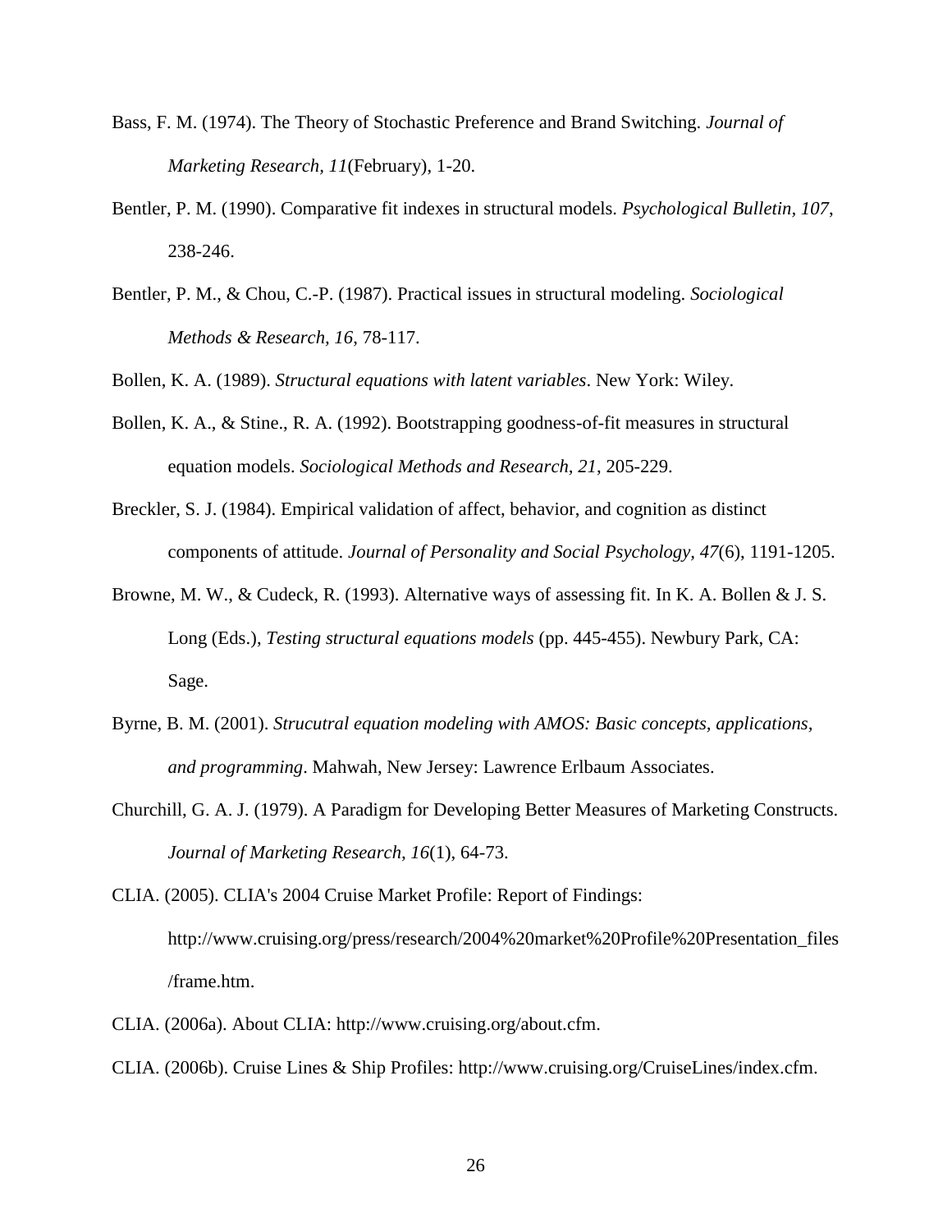Bass, F. M. (1974). The Theory of Stochastic Preference and Brand Switching. *Journal of Marketing Research*, *11*(February), 1-20.

Bentler, P. M. (1990). Comparative fit indexes in structural models. *Psychological Bulletin, 107*, 238-246.

Bentler, P. M., & Chou, C.-P. (1987). Practical issues in structural modeling. *Sociological Methods & Research, 16*, 78-117.

Bollen, K. A. (1989). *Structural equations with latent variables*. New York: Wiley.

Bollen, K. A., & Stine., R. A. (1992). Bootstrapping goodness-of-fit measures in structural equation models. *Sociological Methods and Research, 21*, 205-229.

Breckler, S. J. (1984). Empirical validation of affect, behavior, and cognition as distinct components of attitude. *Journal of Personality and Social Psychology, 47*(6), 1191-1205.

Browne, M. W., & Cudeck, R. (1993). Alternative ways of assessing fit. In K. A. Bollen & J. S. Long (Eds.), *Testing structural equations models* (pp. 445-455). Newbury Park, CA: Sage.

Byrne, B. M. (2001). *Strucutral equation modeling with AMOS: Basic concepts, applications, and programming*. Mahwah, New Jersey: Lawrence Erlbaum Associates.

Churchill, G. A. J. (1979). A Paradigm for Developing Better Measures of Marketing Constructs. *Journal of Marketing Research, 16*(1), 64-73.

CLIA. (2005). CLIA's 2004 Cruise Market Profile: Report of Findings: http://www.cruising.org/press/research/2004%20market%20Profile%20Presentation_files/frame.htm.

CLIA. (2006a). About CLIA: http://www.cruising.org/about.cfm.

CLIA. (2006b). Cruise Lines & Ship Profiles: http://www.cruising.org/CruiseLines/index.cfm.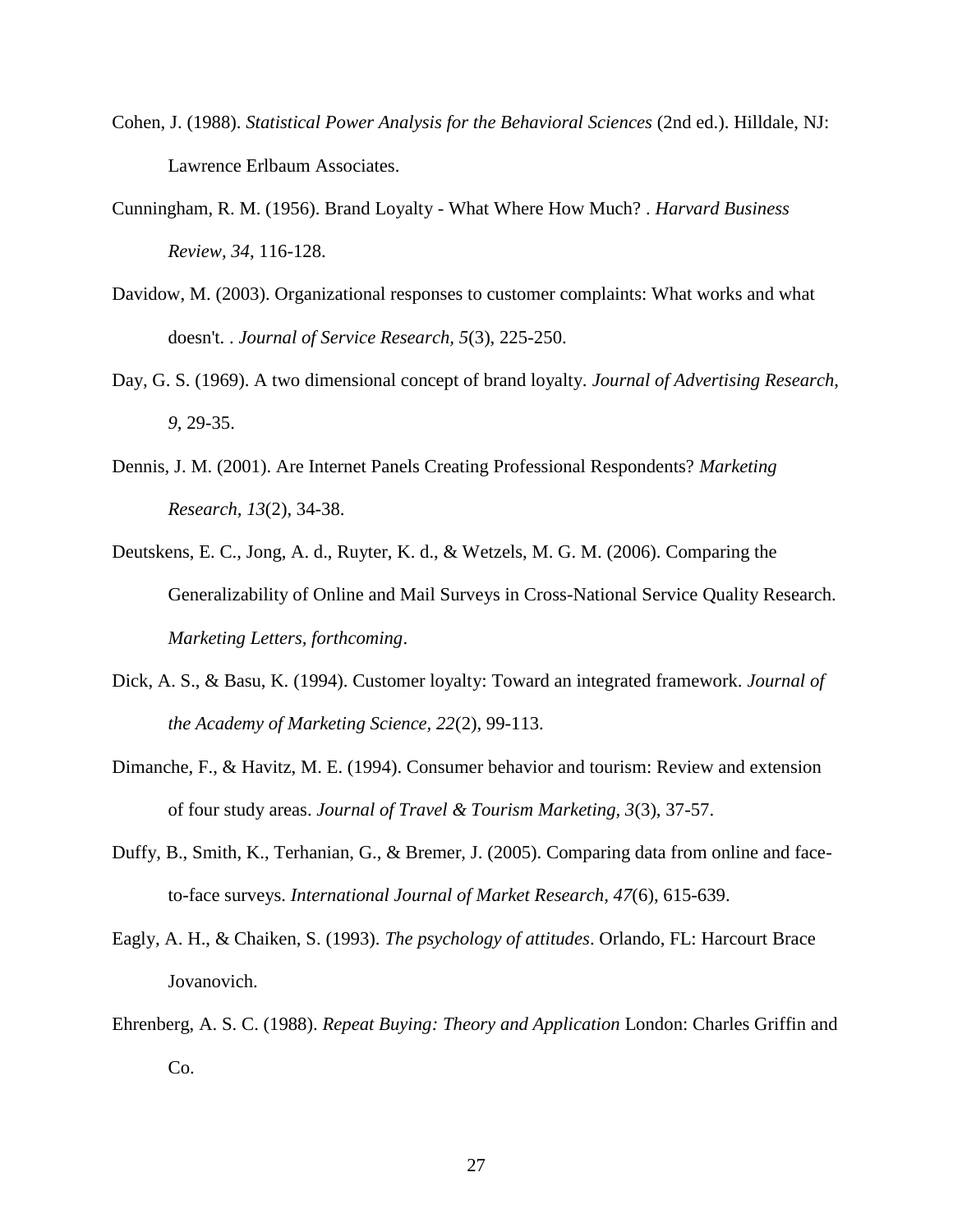Cohen, J. (1988). *Statistical Power Analysis for the Behavioral Sciences* (2nd ed.). Hilldale, NJ: Lawrence Erlbaum Associates.

Cunningham, R. M. (1956). Brand Loyalty - What Where How Much? . *Harvard Business Review, 34*, 116-128.

Davidow, M. (2003). Organizational responses to customer complaints: What works and what doesn't. . *Journal of Service Research, 5*(3), 225-250.

Day, G. S. (1969). A two dimensional concept of brand loyalty. *Journal of Advertising Research, 9*, 29-35.

Dennis, J. M. (2001). Are Internet Panels Creating Professional Respondents? *Marketing Research, 13*(2), 34-38.

Deutskens, E. C., Jong, A. d., Ruyter, K. d., & Wetzels, M. G. M. (2006). Comparing the Generalizability of Online and Mail Surveys in Cross-National Service Quality Research. *Marketing Letters, forthcoming*.

Dick, A. S., & Basu, K. (1994). Customer loyalty: Toward an integrated framework. *Journal of the Academy of Marketing Science, 22*(2), 99-113.

Dimanche, F., & Havitz, M. E. (1994). Consumer behavior and tourism: Review and extension of four study areas. *Journal of Travel & Tourism Marketing, 3*(3), 37-57.

Duffy, B., Smith, K., Terhanian, G., & Bremer, J. (2005). Comparing data from online and face-to-face surveys. *International Journal of Market Research, 47*(6), 615-639.

Eagly, A. H., & Chaiken, S. (1993). *The psychology of attitudes*. Orlando, FL: Harcourt Brace Jovanovich.

Ehrenberg, A. S. C. (1988). *Repeat Buying: Theory and Application* London: Charles Griffin and Co.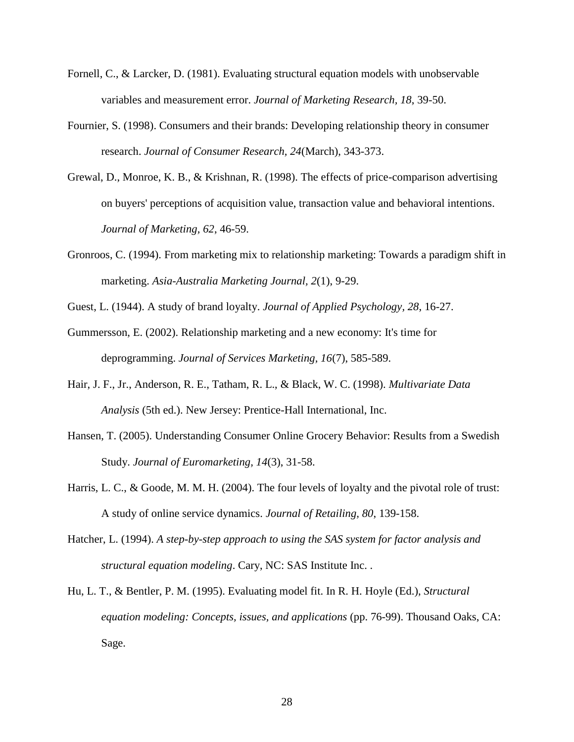Fornell, C., & Larcker, D. (1981). Evaluating structural equation models with unobservable variables and measurement error. *Journal of Marketing Research, 18*, 39-50.

Fournier, S. (1998). Consumers and their brands: Developing relationship theory in consumer research. *Journal of Consumer Research, 24*(March), 343-373.

Grewal, D., Monroe, K. B., & Krishnan, R. (1998). The effects of price-comparison advertising on buyers' perceptions of acquisition value, transaction value and behavioral intentions. *Journal of Marketing, 62*, 46-59.

Gronroos, C. (1994). From marketing mix to relationship marketing: Towards a paradigm shift in marketing. *Asia-Australia Marketing Journal, 2*(1), 9-29.

Guest, L. (1944). A study of brand loyalty. *Journal of Applied Psychology, 28*, 16-27.

Gummersson, E. (2002). Relationship marketing and a new economy: It's time for deprogramming. *Journal of Services Marketing, 16*(7), 585-589.

Hair, J. F., Jr., Anderson, R. E., Tatham, R. L., & Black, W. C. (1998). *Multivariate Data Analysis* (5th ed.). New Jersey: Prentice-Hall International, Inc.

Hansen, T. (2005). Understanding Consumer Online Grocery Behavior: Results from a Swedish Study. *Journal of Euromarketing, 14*(3), 31-58.

Harris, L. C., & Goode, M. M. H. (2004). The four levels of loyalty and the pivotal role of trust: A study of online service dynamics. *Journal of Retailing, 80*, 139-158.

Hatcher, L. (1994). *A step-by-step approach to using the SAS system for factor analysis and structural equation modeling*. Cary, NC: SAS Institute Inc. .

Hu, L. T., & Bentler, P. M. (1995). Evaluating model fit. In R. H. Hoyle (Ed.), *Structural equation modeling: Concepts, issues, and applications* (pp. 76-99). Thousand Oaks, CA: Sage.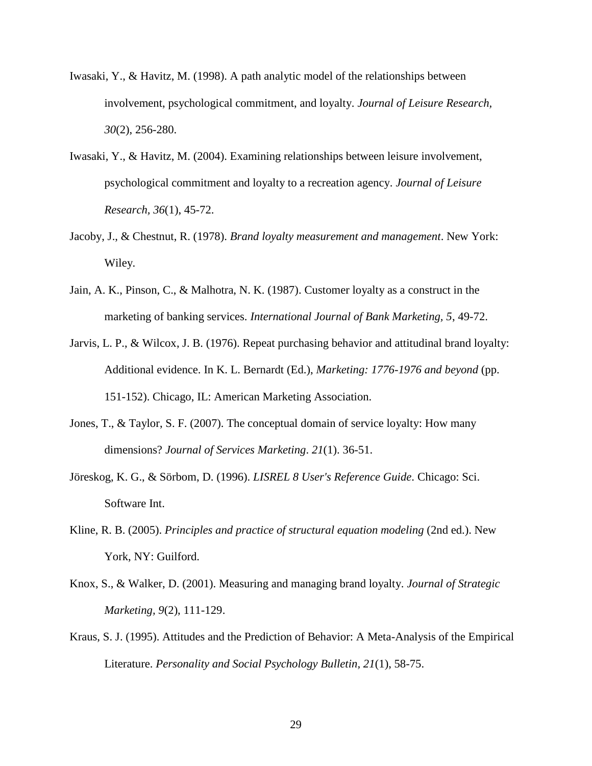Iwasaki, Y., & Havitz, M. (1998). A path analytic model of the relationships between involvement, psychological commitment, and loyalty. *Journal of Leisure Research, 30*(2), 256-280.

Iwasaki, Y., & Havitz, M. (2004). Examining relationships between leisure involvement, psychological commitment and loyalty to a recreation agency. *Journal of Leisure Research, 36*(1), 45-72.

Jacoby, J., & Chestnut, R. (1978). *Brand loyalty measurement and management*. New York: Wiley.

Jain, A. K., Pinson, C., & Malhotra, N. K. (1987). Customer loyalty as a construct in the marketing of banking services. *International Journal of Bank Marketing, 5*, 49-72.

Jarvis, L. P., & Wilcox, J. B. (1976). Repeat purchasing behavior and attitudinal brand loyalty: Additional evidence. In K. L. Bernardt (Ed.), *Marketing: 1776-1976 and beyond* (pp. 151-152). Chicago, IL: American Marketing Association.

Jones, T., & Taylor, S. F. (2007). The conceptual domain of service loyalty: How many dimensions? *Journal of Services Marketing*. *21*(1). 36-51.

Jöreskog, K. G., & Sörbom, D. (1996). *LISREL 8 User's Reference Guide*. Chicago: Sci. Software Int.

Kline, R. B. (2005). *Principles and practice of structural equation modeling* (2nd ed.). New York, NY: Guilford.

Knox, S., & Walker, D. (2001). Measuring and managing brand loyalty. *Journal of Strategic Marketing, 9*(2), 111-129.

Kraus, S. J. (1995). Attitudes and the Prediction of Behavior: A Meta-Analysis of the Empirical Literature. *Personality and Social Psychology Bulletin, 21*(1), 58-75.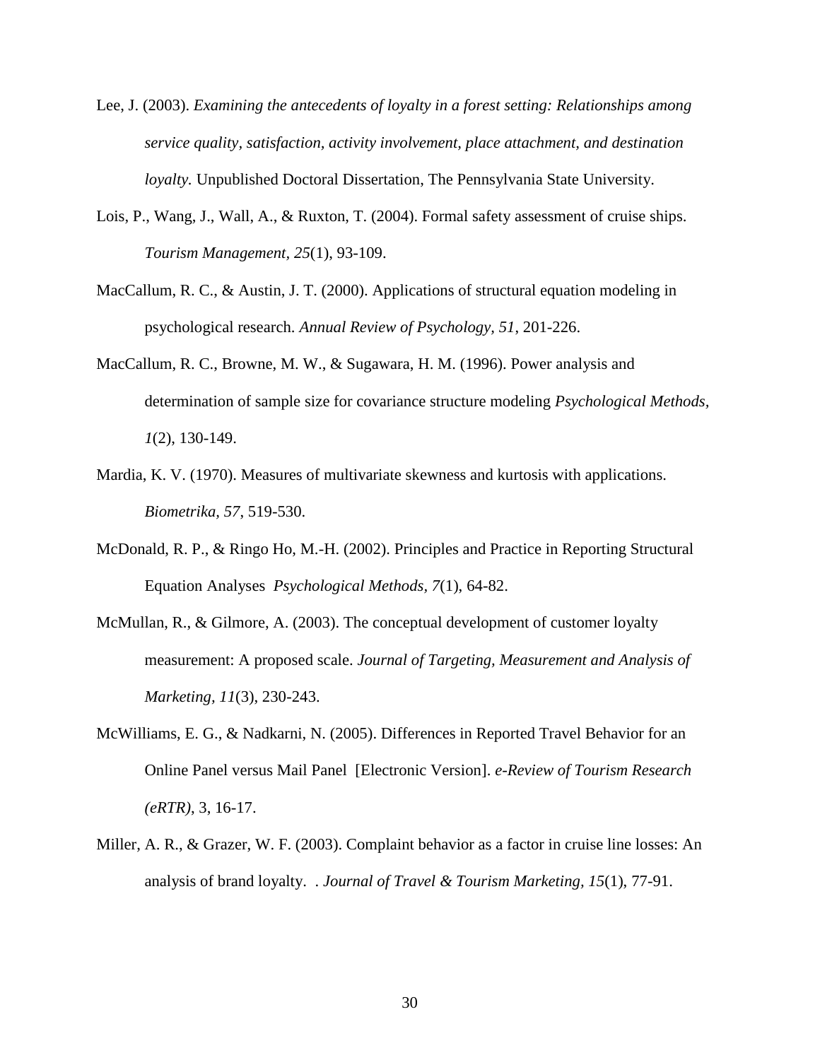Lee, J. (2003). *Examining the antecedents of loyalty in a forest setting: Relationships among service quality, satisfaction, activity involvement, place attachment, and destination loyalty.* Unpublished Doctoral Dissertation, The Pennsylvania State University.

Lois, P., Wang, J., Wall, A., & Ruxton, T. (2004). Formal safety assessment of cruise ships. *Tourism Management, 25*(1), 93-109.

MacCallum, R. C., & Austin, J. T. (2000). Applications of structural equation modeling in psychological research. *Annual Review of Psychology, 51*, 201-226.

MacCallum, R. C., Browne, M. W., & Sugawara, H. M. (1996). Power analysis and determination of sample size for covariance structure modeling *Psychological Methods, 1*(2), 130-149.

Mardia, K. V. (1970). Measures of multivariate skewness and kurtosis with applications. *Biometrika, 57*, 519-530.

McDonald, R. P., & Ringo Ho, M.-H. (2002). Principles and Practice in Reporting Structural Equation Analyses *Psychological Methods, 7*(1), 64-82.

McMullan, R., & Gilmore, A. (2003). The conceptual development of customer loyalty measurement: A proposed scale. *Journal of Targeting, Measurement and Analysis of Marketing, 11*(3), 230-243.

McWilliams, E. G., & Nadkarni, N. (2005). Differences in Reported Travel Behavior for an Online Panel versus Mail Panel [Electronic Version]. *e-Review of Tourism Research (eRTR)*, 3, 16-17.

Miller, A. R., & Grazer, W. F. (2003). Complaint behavior as a factor in cruise line losses: An analysis of brand loyalty. . *Journal of Travel & Tourism Marketing, 15*(1), 77-91.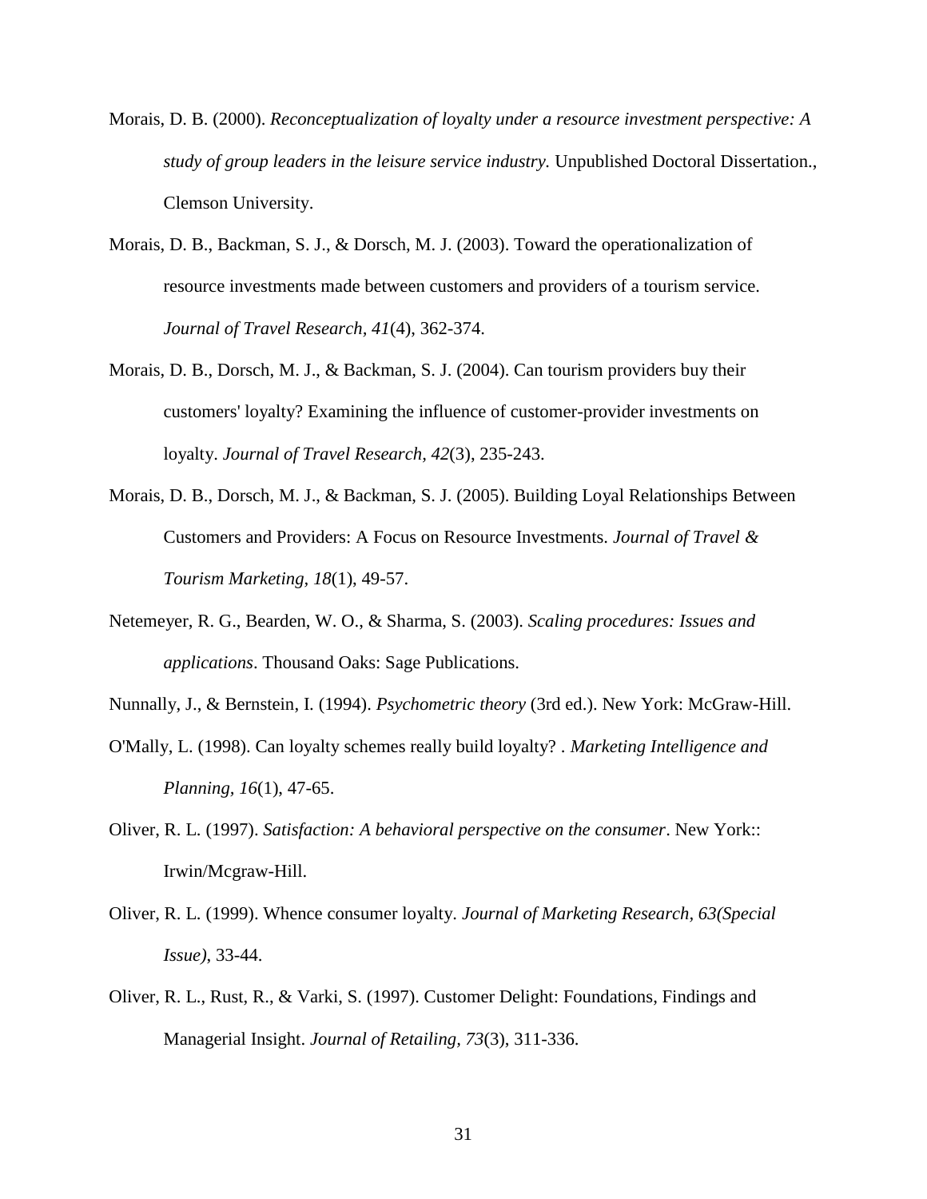Morais, D. B. (2000). *Reconceptualization of loyalty under a resource investment perspective: A study of group leaders in the leisure service industry.* Unpublished Doctoral Dissertation., Clemson University.

Morais, D. B., Backman, S. J., & Dorsch, M. J. (2003). Toward the operationalization of resource investments made between customers and providers of a tourism service. *Journal of Travel Research, 41*(4), 362-374.

Morais, D. B., Dorsch, M. J., & Backman, S. J. (2004). Can tourism providers buy their customers' loyalty? Examining the influence of customer-provider investments on loyalty. *Journal of Travel Research, 42*(3), 235-243.

Morais, D. B., Dorsch, M. J., & Backman, S. J. (2005). Building Loyal Relationships Between Customers and Providers: A Focus on Resource Investments. *Journal of Travel & Tourism Marketing, 18*(1), 49-57.

Netemeyer, R. G., Bearden, W. O., & Sharma, S. (2003). *Scaling procedures: Issues and applications*. Thousand Oaks: Sage Publications.

Nunnally, J., & Bernstein, I. (1994). *Psychometric theory* (3rd ed.). New York: McGraw-Hill.

O'Mally, L. (1998). Can loyalty schemes really build loyalty? . *Marketing Intelligence and Planning, 16*(1), 47-65.

Oliver, R. L. (1997). *Satisfaction: A behavioral perspective on the consumer*. New York:: Irwin/Mcgraw-Hill.

Oliver, R. L. (1999). Whence consumer loyalty. *Journal of Marketing Research, 63(Special Issue)*, 33-44.

Oliver, R. L., Rust, R., & Varki, S. (1997). Customer Delight: Foundations, Findings and Managerial Insight. *Journal of Retailing, 73*(3), 311-336.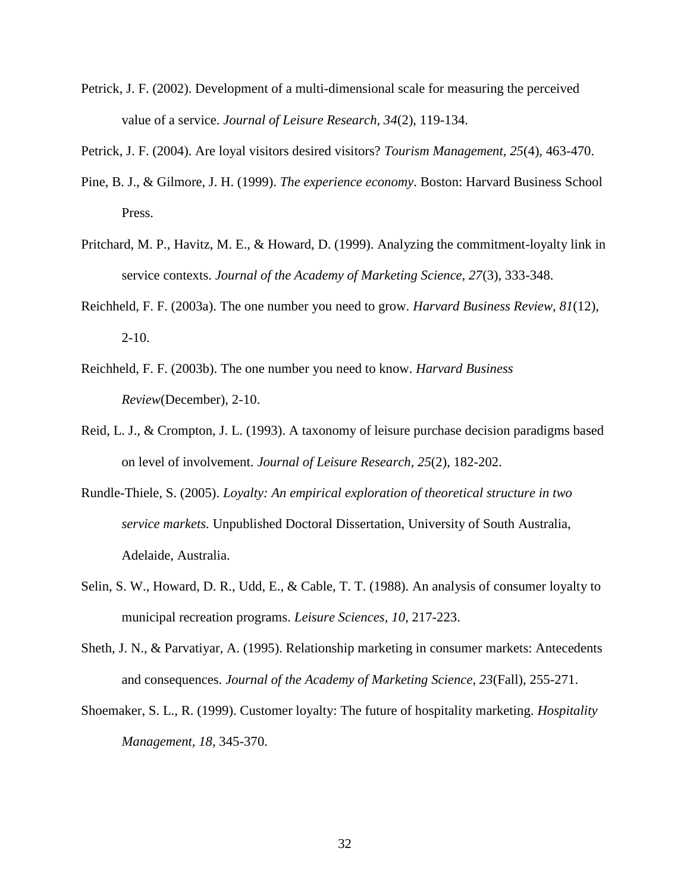Petrick, J. F. (2002). Development of a multi-dimensional scale for measuring the perceived value of a service. *Journal of Leisure Research, 34*(2), 119-134.

Petrick, J. F. (2004). Are loyal visitors desired visitors? *Tourism Management, 25*(4), 463-470.

Pine, B. J., & Gilmore, J. H. (1999). *The experience economy*. Boston: Harvard Business School Press.

Pritchard, M. P., Havitz, M. E., & Howard, D. (1999). Analyzing the commitment-loyalty link in service contexts. *Journal of the Academy of Marketing Science, 27*(3), 333-348.

Reichheld, F. F. (2003a). The one number you need to grow. *Harvard Business Review, 81*(12), 2-10.

Reichheld, F. F. (2003b). The one number you need to know. *Harvard Business Review*(December), 2-10.

Reid, L. J., & Crompton, J. L. (1993). A taxonomy of leisure purchase decision paradigms based on level of involvement. *Journal of Leisure Research, 25*(2), 182-202.

Rundle-Thiele, S. (2005). *Loyalty: An empirical exploration of theoretical structure in two service markets.* Unpublished Doctoral Dissertation, University of South Australia, Adelaide, Australia.

Selin, S. W., Howard, D. R., Udd, E., & Cable, T. T. (1988). An analysis of consumer loyalty to municipal recreation programs. *Leisure Sciences, 10*, 217-223.

Sheth, J. N., & Parvatiyar, A. (1995). Relationship marketing in consumer markets: Antecedents and consequences. *Journal of the Academy of Marketing Science, 23*(Fall), 255-271.

Shoemaker, S. L., R. (1999). Customer loyalty: The future of hospitality marketing. *Hospitality Management, 18*, 345-370.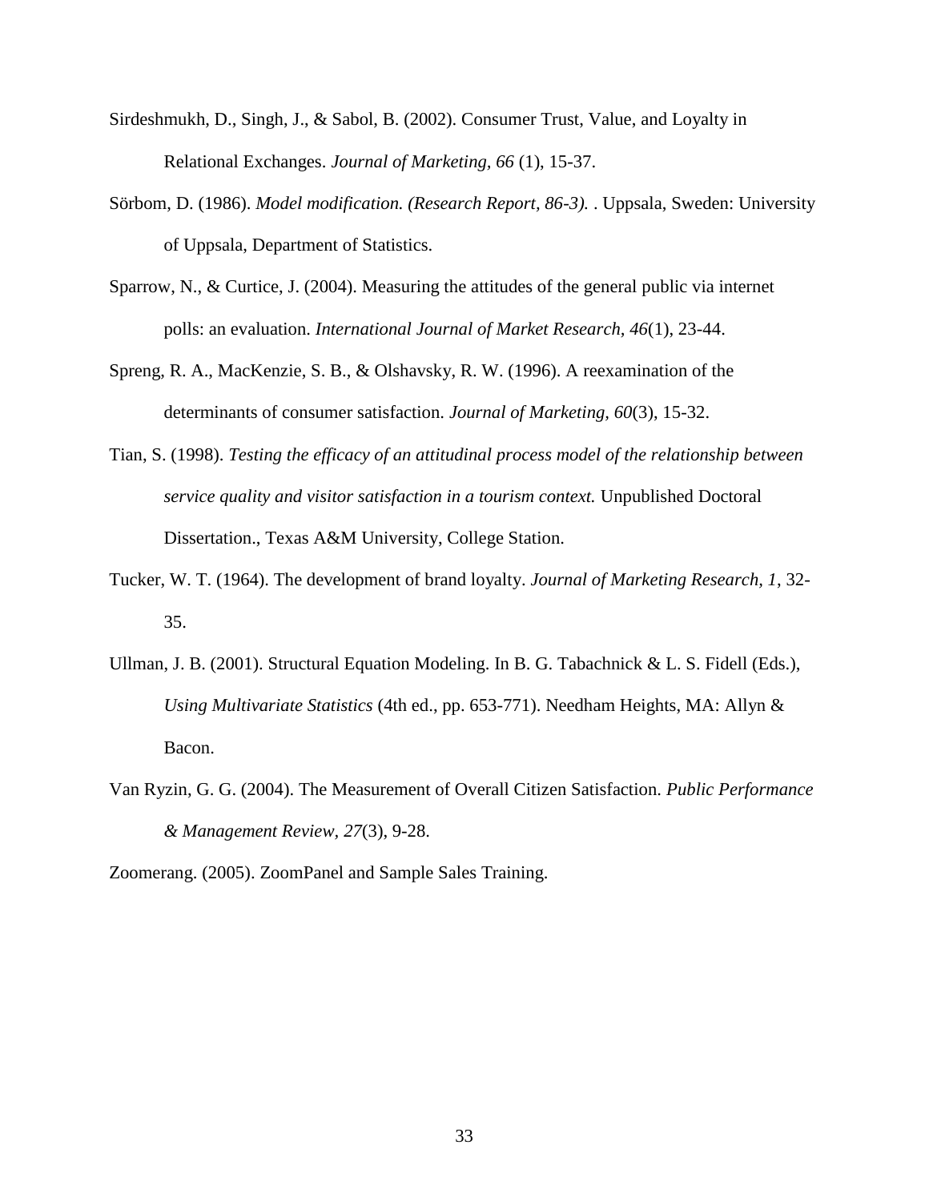Sirdeshmukh, D., Singh, J., & Sabol, B. (2002). Consumer Trust, Value, and Loyalty in Relational Exchanges. *Journal of Marketing, 66* (1), 15-37.

Sörbom, D. (1986). *Model modification. (Research Report, 86-3).* . Uppsala, Sweden: University of Uppsala, Department of Statistics.

Sparrow, N., & Curtice, J. (2004). Measuring the attitudes of the general public via internet polls: an evaluation. *International Journal of Market Research, 46*(1), 23-44.

Spreng, R. A., MacKenzie, S. B., & Olshavsky, R. W. (1996). A reexamination of the determinants of consumer satisfaction. *Journal of Marketing, 60*(3), 15-32.

Tian, S. (1998). *Testing the efficacy of an attitudinal process model of the relationship between service quality and visitor satisfaction in a tourism context.* Unpublished Doctoral Dissertation., Texas A&M University, College Station.

Tucker, W. T. (1964). The development of brand loyalty. *Journal of Marketing Research, 1*, 32-35.

Ullman, J. B. (2001). Structural Equation Modeling. In B. G. Tabachnick & L. S. Fidell (Eds.), *Using Multivariate Statistics* (4th ed., pp. 653-771). Needham Heights, MA: Allyn & Bacon.

Van Ryzin, G. G. (2004). The Measurement of Overall Citizen Satisfaction. *Public Performance & Management Review, 27*(3), 9-28.

Zoomerang. (2005). ZoomPanel and Sample Sales Training.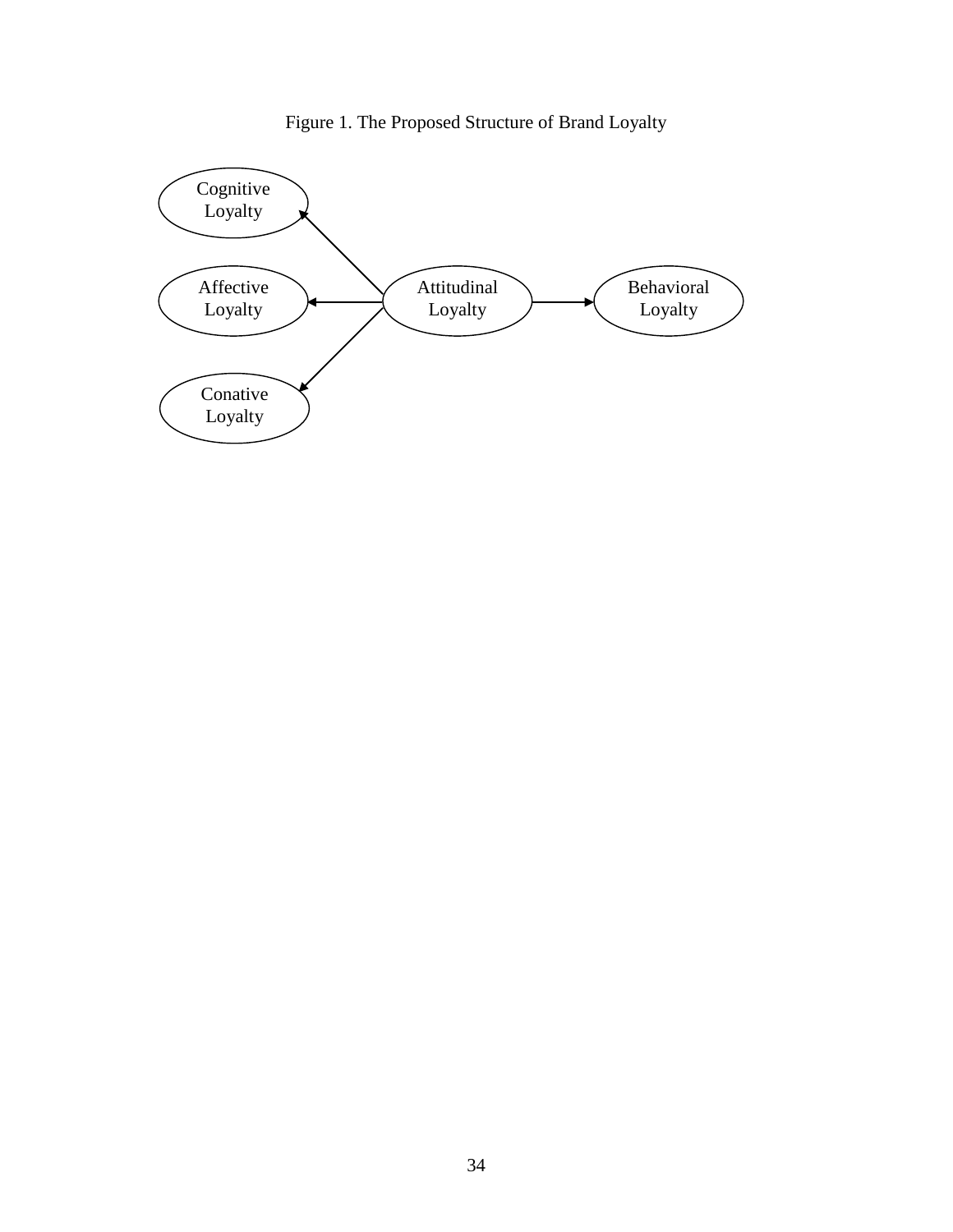Figure 1. The Proposed Structure of Brand Loyalty

Cognitive Loyalty

Affective Loyalty

Attitudinal Loyalty

Behavioral Loyalty

Conative Loyalty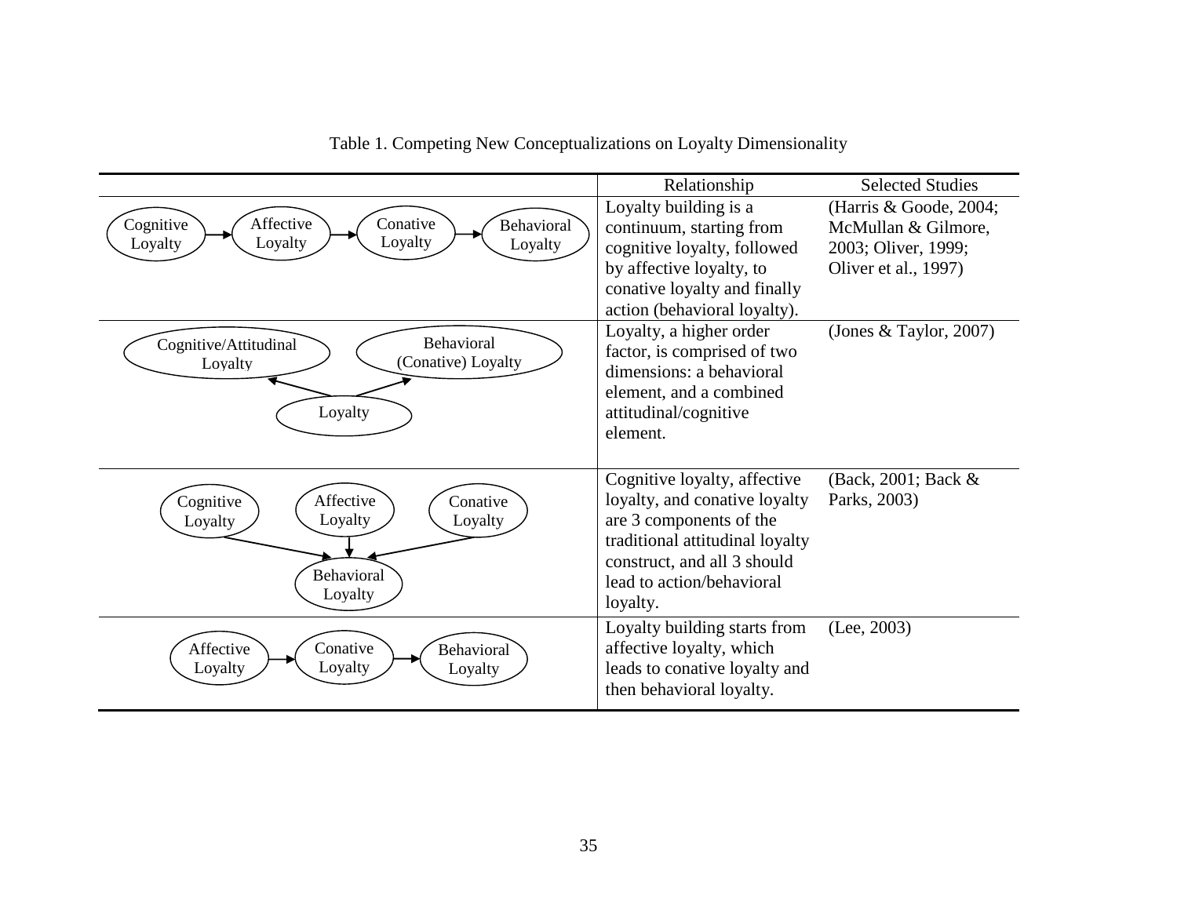Table 1. Competing New Conceptualizations on Loyalty Dimensionality

| | Relationship | Selected Studies |
|---|---|---|
| Cognitive Loyalty → Affective Loyalty → Conative Loyalty → Behavioral Loyalty | Loyalty building is a continuum, starting from cognitive loyalty, followed by affective loyalty, to conative loyalty and finally action (behavioral loyalty). | (Harris & Goode, 2004; McMullan & Gilmore, 2003; Oliver, 1999; Oliver et al., 1997) |
| Loyalty → Cognitive/Attitudinal Loyalty; Loyalty → Behavioral (Conative) Loyalty | Loyalty, a higher order factor, is comprised of two dimensions: a behavioral element, and a combined attitudinal/cognitive element. | (Jones & Taylor, 2007) |
| Cognitive Loyalty → Behavioral Loyalty; Affective Loyalty → Behavioral Loyalty; Conative Loyalty → Behavioral Loyalty | Cognitive loyalty, affective loyalty, and conative loyalty are 3 components of the traditional attitudinal loyalty construct, and all 3 should lead to action/behavioral loyalty. | (Back, 2001; Back & Parks, 2003) |
| Affective Loyalty → Conative Loyalty → Behavioral Loyalty | Loyalty building starts from affective loyalty, which leads to conative loyalty and then behavioral loyalty. | (Lee, 2003) |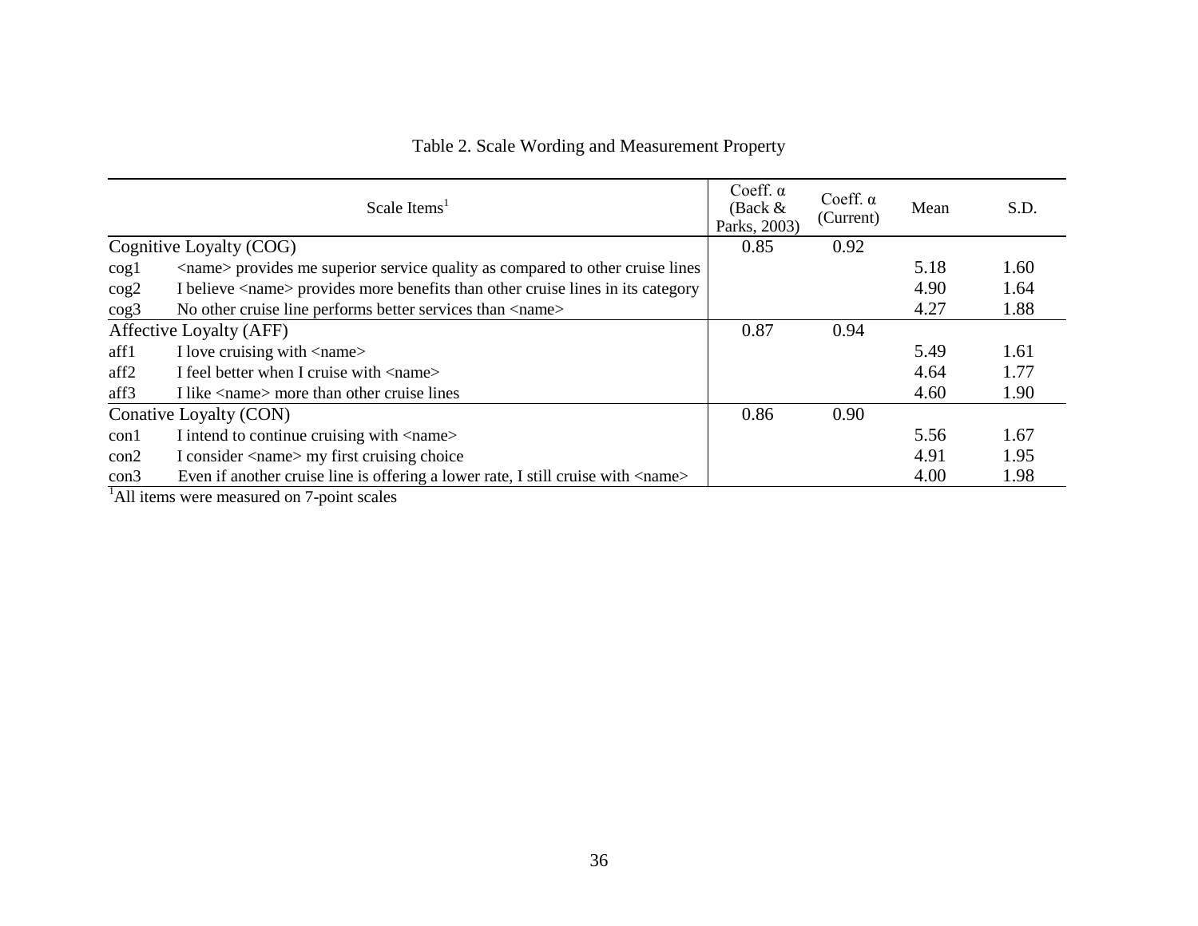Table 2. Scale Wording and Measurement Property

| | Scale Items[1] | Coeff. α (Back & Parks, 2003) | Coeff. α (Current) | Mean | S.D. |
|---|---|---|---|---|---|
| Cognitive Loyalty (COG) | | 0.85 | 0.92 | | |
| cog1 | <name> provides me superior service quality as compared to other cruise lines | | | 5.18 | 1.60 |
| cog2 | I believe <name> provides more benefits than other cruise lines in its category | | | 4.90 | 1.64 |
| cog3 | No other cruise line performs better services than <name> | | | 4.27 | 1.88 |
| Affective Loyalty (AFF) | | 0.87 | 0.94 | | |
| aff1 | I love cruising with <name> | | | 5.49 | 1.61 |
| aff2 | I feel better when I cruise with <name> | | | 4.64 | 1.77 |
| aff3 | I like <name> more than other cruise lines | | | 4.60 | 1.90 |
| Conative Loyalty (CON) | | 0.86 | 0.90 | | |
| con1 | I intend to continue cruising with <name> | | | 5.56 | 1.67 |
| con2 | I consider <name> my first cruising choice | | | 4.91 | 1.95 |
| con3 | Even if another cruise line is offering a lower rate, I still cruise with <name> | | | 4.00 | 1.98 |

[1]All items were measured on 7-point scales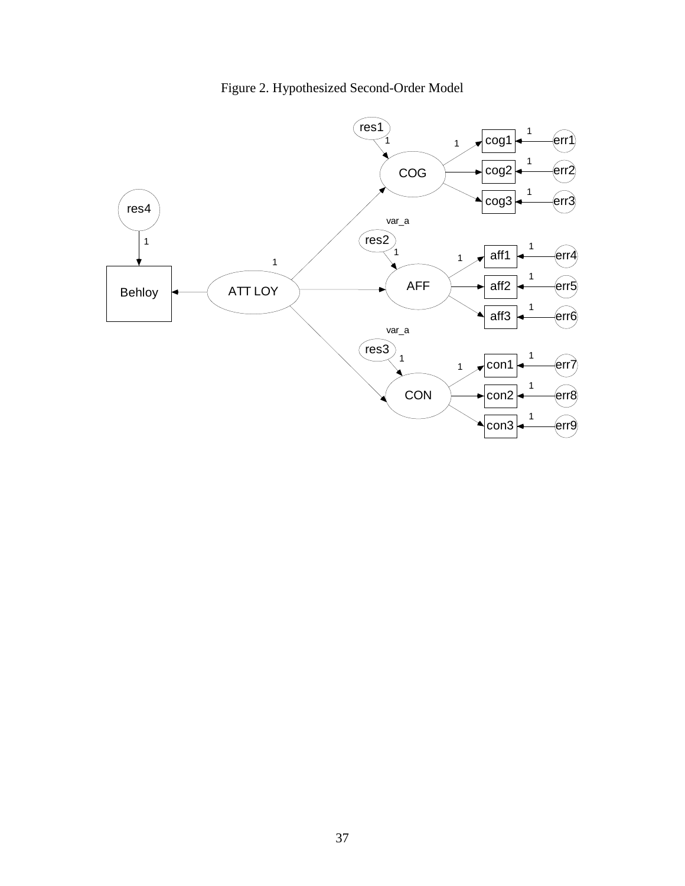Figure 2. Hypothesized Second-Order Model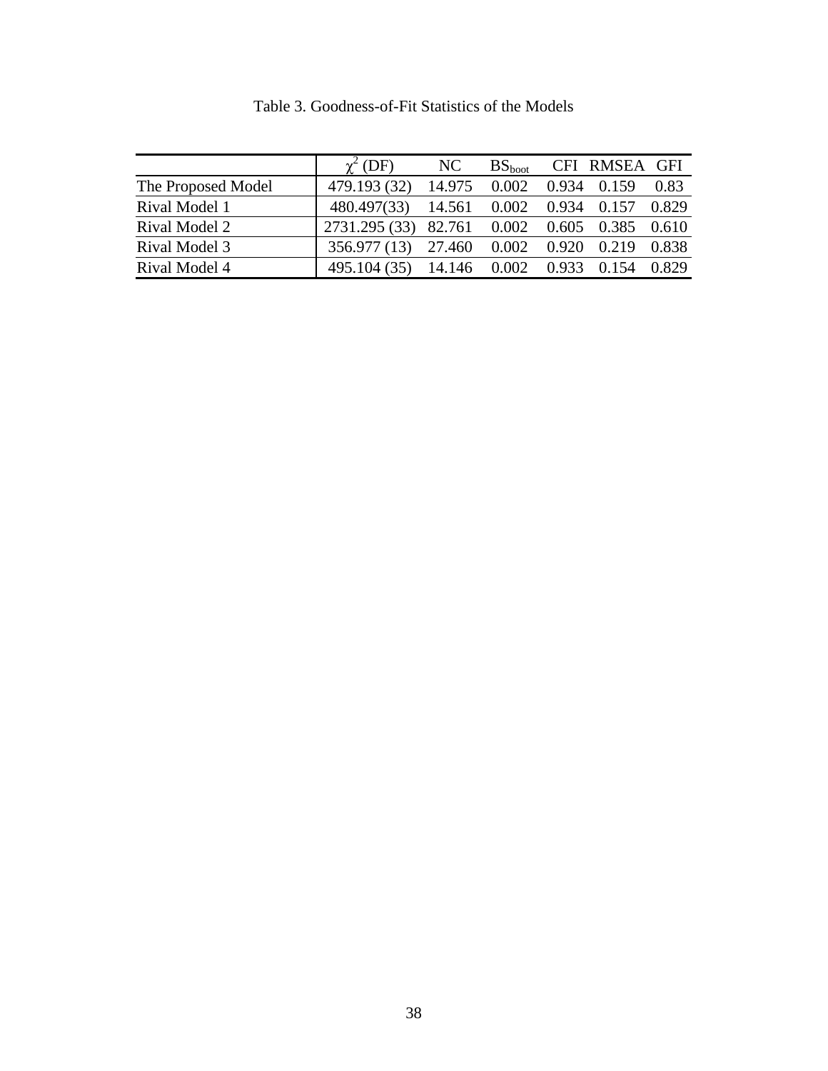Table 3. Goodness-of-Fit Statistics of the Models

| | $\chi^2$ (DF) | NC | $BS_{boot}$ | CFI | RMSEA | GFI |
|---|---|---|---|---|---|---|
| The Proposed Model | 479.193 (32) | 14.975 | 0.002 | 0.934 | 0.159 | 0.83 |
| Rival Model 1 | 480.497(33) | 14.561 | 0.002 | 0.934 | 0.157 | 0.829 |
| Rival Model 2 | 2731.295 (33) | 82.761 | 0.002 | 0.605 | 0.385 | 0.610 |
| Rival Model 3 | 356.977 (13) | 27.460 | 0.002 | 0.920 | 0.219 | 0.838 |
| Rival Model 4 | 495.104 (35) | 14.146 | 0.002 | 0.933 | 0.154 | 0.829 |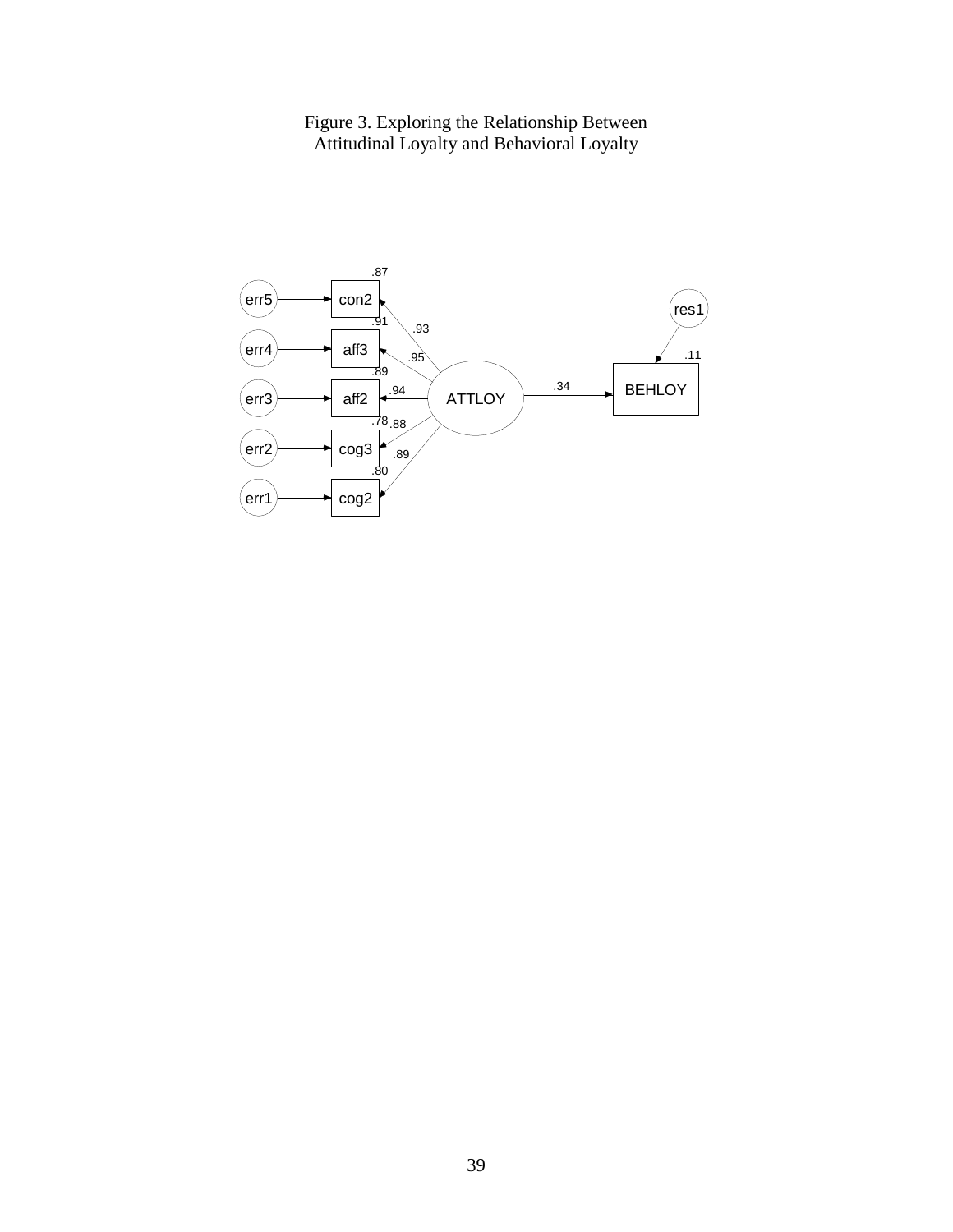Figure 3. Exploring the Relationship Between
Attitudinal Loyalty and Behavioral Loyalty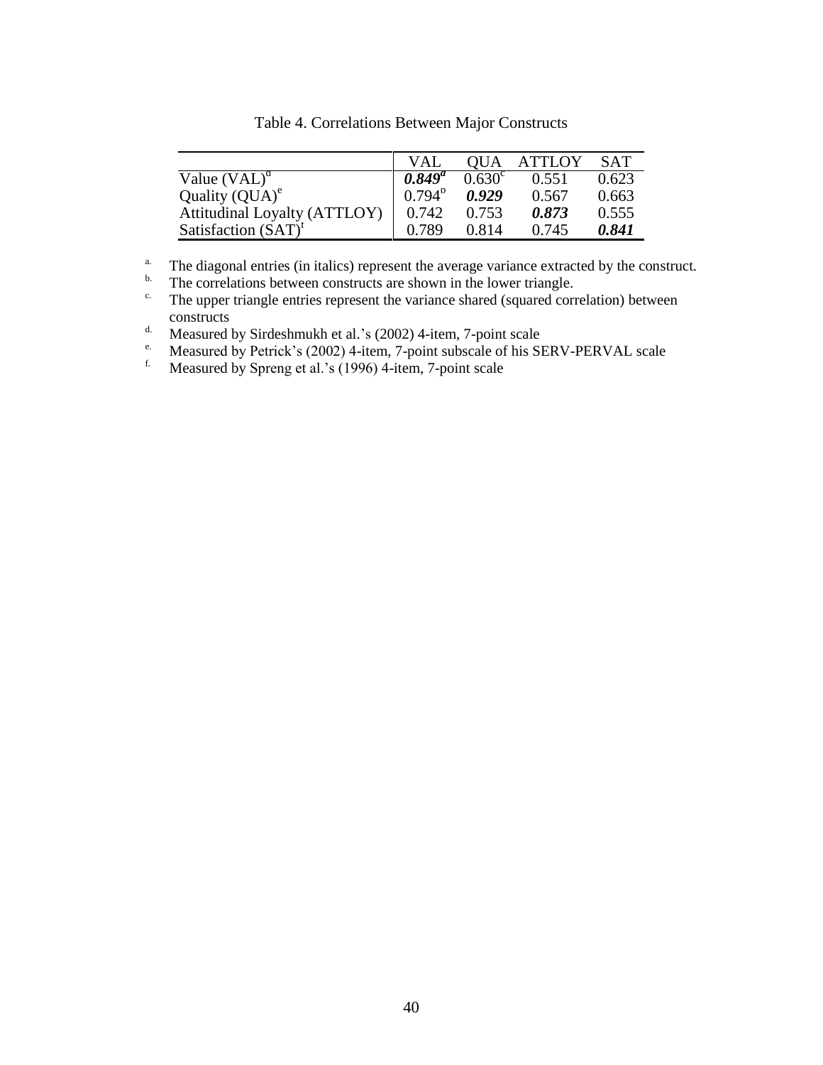Table 4. Correlations Between Major Constructs

| | VAL | QUA | ATTLOY | SAT |
|---|---|---|---|---|
| Value (VAL)[d] | ***0.849***[a] | 0.630[c] | 0.551 | 0.623 |
| Quality (QUA)[e] | 0.794[b] | ***0.929*** | 0.567 | 0.663 |
| Attitudinal Loyalty (ATTLOY) | 0.742 | 0.753 | ***0.873*** | 0.555 |
| Satisfaction (SAT)[f] | 0.789 | 0.814 | 0.745 | ***0.841*** |

a. The diagonal entries (in italics) represent the average variance extracted by the construct.

b. The correlations between constructs are shown in the lower triangle.

c. The upper triangle entries represent the variance shared (squared correlation) between constructs

d. Measured by Sirdeshmukh et al.'s (2002) 4-item, 7-point scale

e. Measured by Petrick's (2002) 4-item, 7-point subscale of his SERV-PERVAL scale

f. Measured by Spreng et al.'s (1996) 4-item, 7-point scale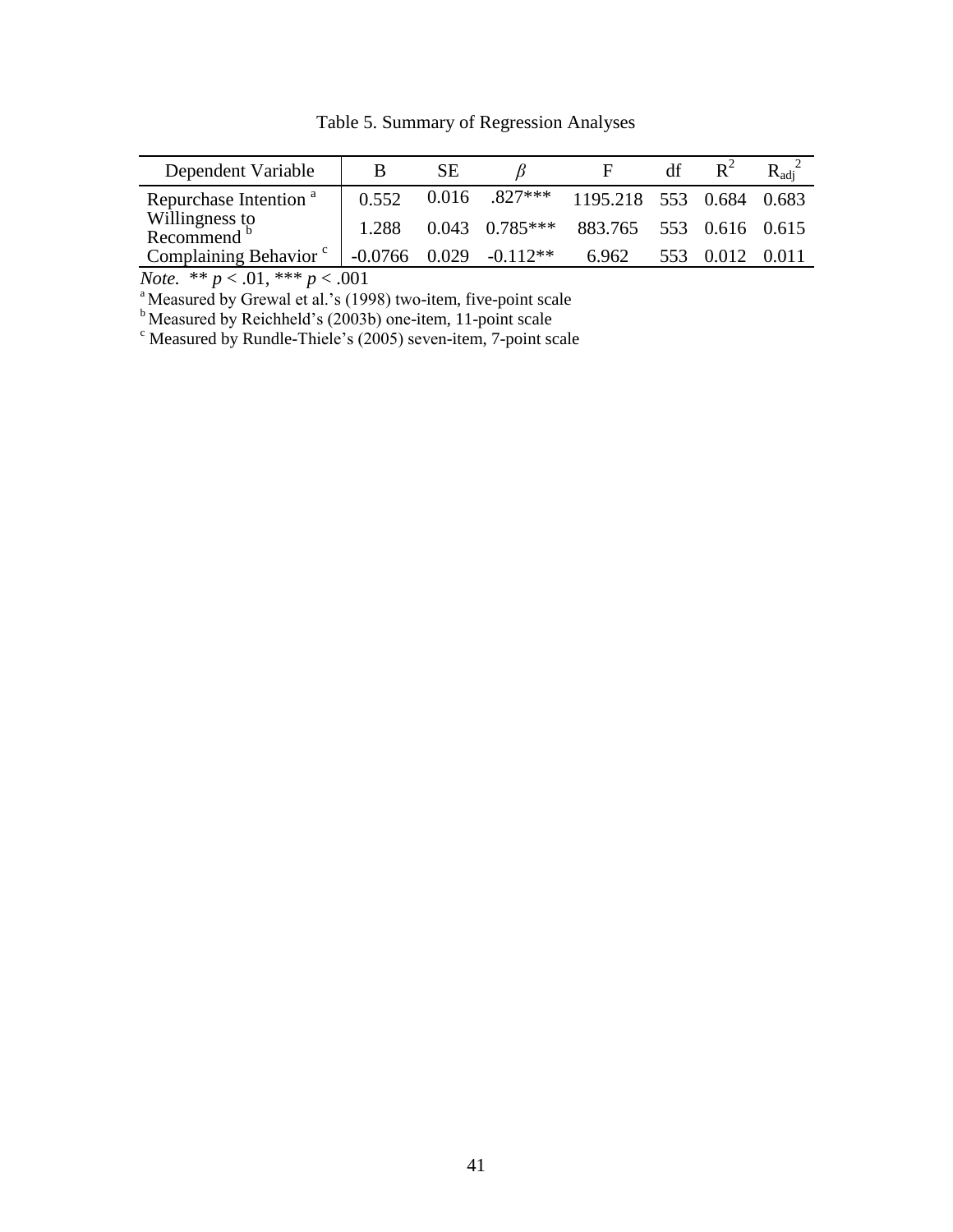Table 5. Summary of Regression Analyses

| Dependent Variable | B | SE | $\beta$ | F | df | $R^2$ | $R_{adj}^2$ |
|---|---|---|---|---|---|---|---|
| Repurchase Intention [a] | 0.552 | 0.016 | .827*** | 1195.218 | 553 | 0.684 | 0.683 |
| Willingness to Recommend [b] | 1.288 | 0.043 | 0.785*** | 883.765 | 553 | 0.616 | 0.615 |
| Complaining Behavior [c] | -0.0766 | 0.029 | -0.112** | 6.962 | 553 | 0.012 | 0.011 |

*Note.* ** $p < .01$, *** $p < .001$

[a] Measured by Grewal et al.'s (1998) two-item, five-point scale

[b] Measured by Reichheld's (2003b) one-item, 11-point scale

[c] Measured by Rundle-Thiele's (2005) seven-item, 7-point scale